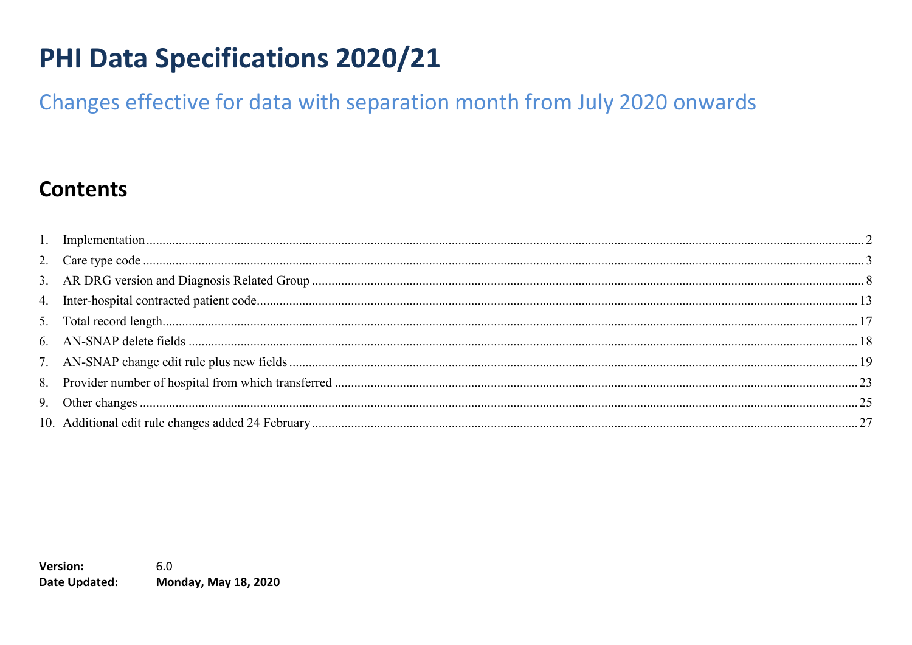# PHI Data Specifications 2020/21

## Changes effective for data with separation month from July 2020 onwards

## Contents

1. Implementation ........ 2
2. Care type code ........ 3
3. AR DRG version and Diagnosis Related Group ........ 8
4. Inter-hospital contracted patient code ........ 13
5. Total record length ........ 17
6. AN-SNAP delete fields ........ 18
7. AN-SNAP change edit rule plus new fields ........ 19
8. Provider number of hospital from which transferred ........ 23
9. Other changes ........ 25
10. Additional edit rule changes added 24 February ........ 27

**Version:** 6.0
**Date Updated:** **Monday, May 18, 2020**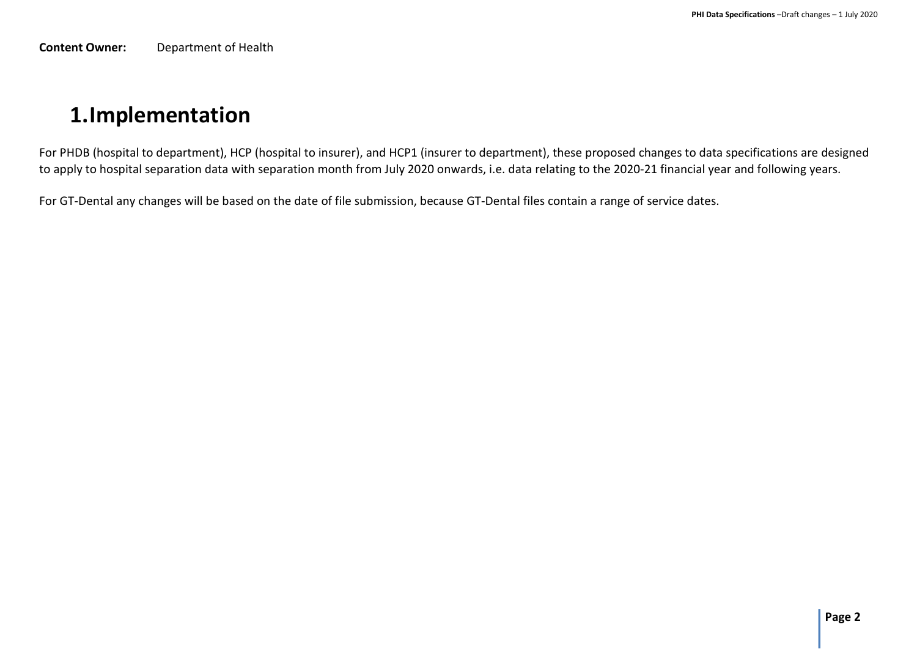**Content Owner:** Department of Health

# 1.Implementation

For PHDB (hospital to department), HCP (hospital to insurer), and HCP1 (insurer to department), these proposed changes to data specifications are designed to apply to hospital separation data with separation month from July 2020 onwards, i.e. data relating to the 2020-21 financial year and following years.

For GT-Dental any changes will be based on the date of file submission, because GT-Dental files contain a range of service dates.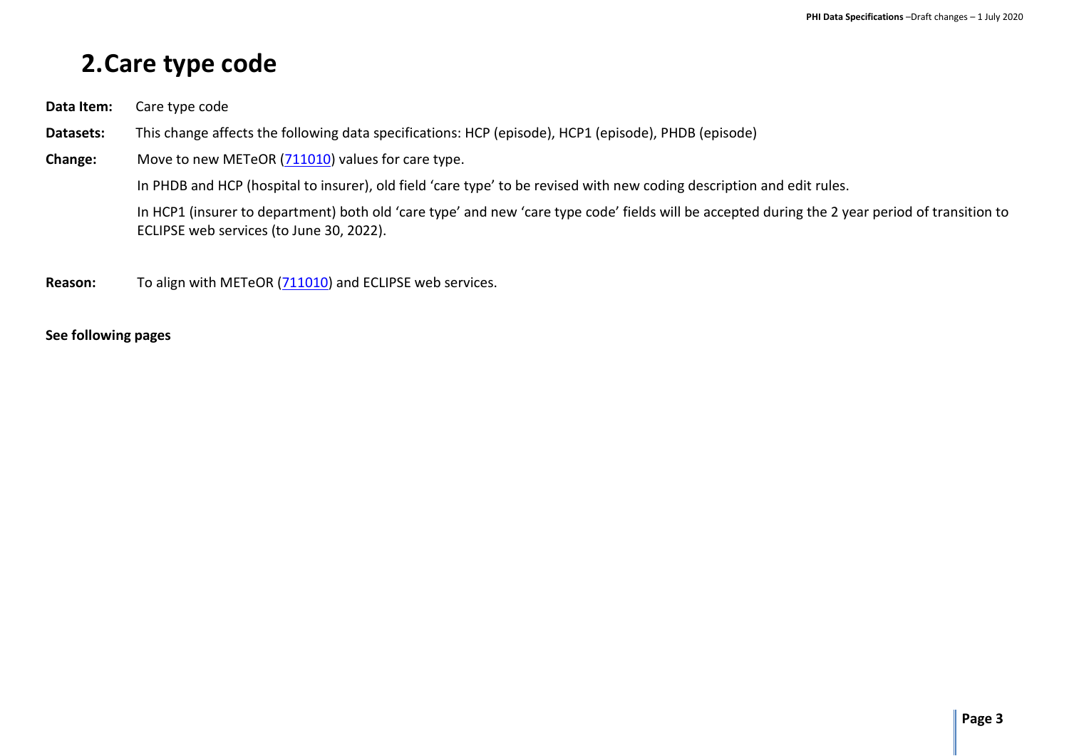# 2. Care type code

**Data Item:** Care type code

**Datasets:** This change affects the following data specifications: HCP (episode), HCP1 (episode), PHDB (episode)

**Change:** Move to new METeOR (711010) values for care type.

In PHDB and HCP (hospital to insurer), old field 'care type' to be revised with new coding description and edit rules.

In HCP1 (insurer to department) both old 'care type' and new 'care type code' fields will be accepted during the 2 year period of transition to ECLIPSE web services (to June 30, 2022).

**Reason:** To align with METeOR (711010) and ECLIPSE web services.

**See following pages**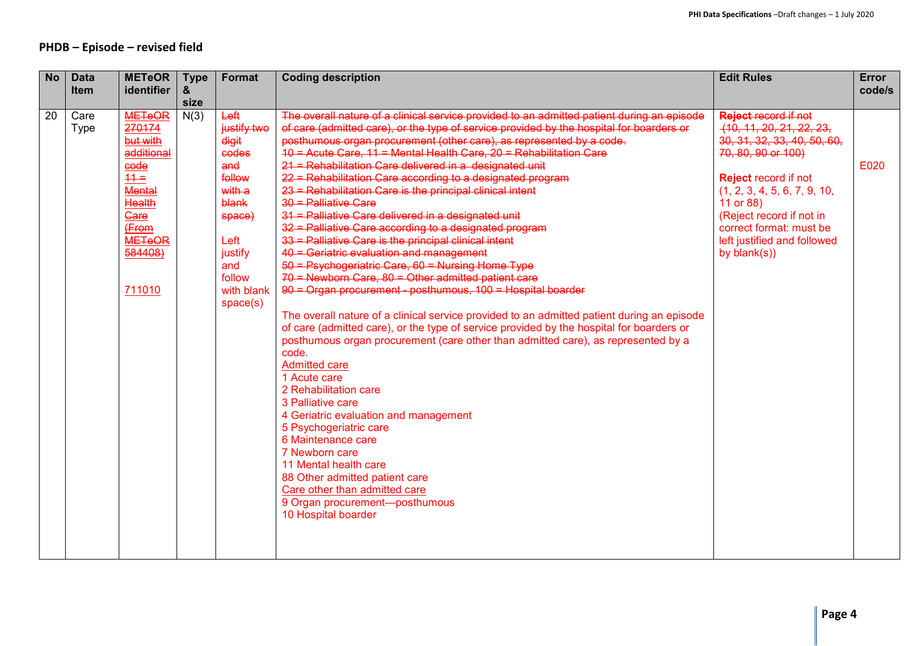## PHDB – Episode – revised field

| No | Data Item | METeOR identifier | Type & size | Format | Coding description | Edit Rules | Error code/s |
|---|---|---|---|---|---|---|---|
| 20 | Care Type | ~~METeOR 270174 but with additional code 11 = Mental Health Care (From METeOR 584408)~~<br><br>711010 | N(3) | ~~Left justify two digit codes and follow with a blank space)~~<br><br>Left justify and follow with blank space(s) | ~~The overall nature of a clinical service provided to an admitted patient during an episode of care (admitted care), or the type of service provided by the hospital for boarders or posthumous organ procurement (other care), as represented by a code.~~<br>~~10 = Acute Care, 11 = Mental Health Care, 20 = Rehabilitation Care~~<br>~~21 = Rehabilitation Care delivered in a designated unit~~<br>~~22 = Rehabilitation Care according to a designated program~~<br>~~23 = Rehabilitation Care is the principal clinical intent~~<br>~~30 = Palliative Care~~<br>~~31 = Palliative Care delivered in a designated unit~~<br>~~32 = Palliative Care according to a designated program~~<br>~~33 = Palliative Care is the principal clinical intent~~<br>~~40 = Geriatric evaluation and management~~<br>~~50 = Psychogeriatric Care, 60 = Nursing Home Type~~<br>~~70 = Newborn Care, 80 = Other admitted patient care~~<br>~~90 = Organ procurement - posthumous, 100 = Hospital boarder~~<br><br>The overall nature of a clinical service provided to an admitted patient during an episode of care (admitted care), or the type of service provided by the hospital for boarders or posthumous organ procurement (care other than admitted care), as represented by a code.<br>Admitted care<br>1 Acute care<br>2 Rehabilitation care<br>3 Palliative care<br>4 Geriatric evaluation and management<br>5 Psychogeriatric care<br>6 Maintenance care<br>7 Newborn care<br>11 Mental health care<br>88 Other admitted patient care<br>Care other than admitted care<br>9 Organ procurement—posthumous<br>10 Hospital boarder | ~~**Reject** record if not (10, 11, 20, 21, 22, 23, 30, 31, 32, 33, 40, 50, 60, 70, 80, 90 or 100)~~<br><br>**Reject** record if not (1, 2, 3, 4, 5, 6, 7, 9, 10, 11 or 88)<br>(Reject record if not in correct format: must be left justified and followed by blank(s)) | E020 |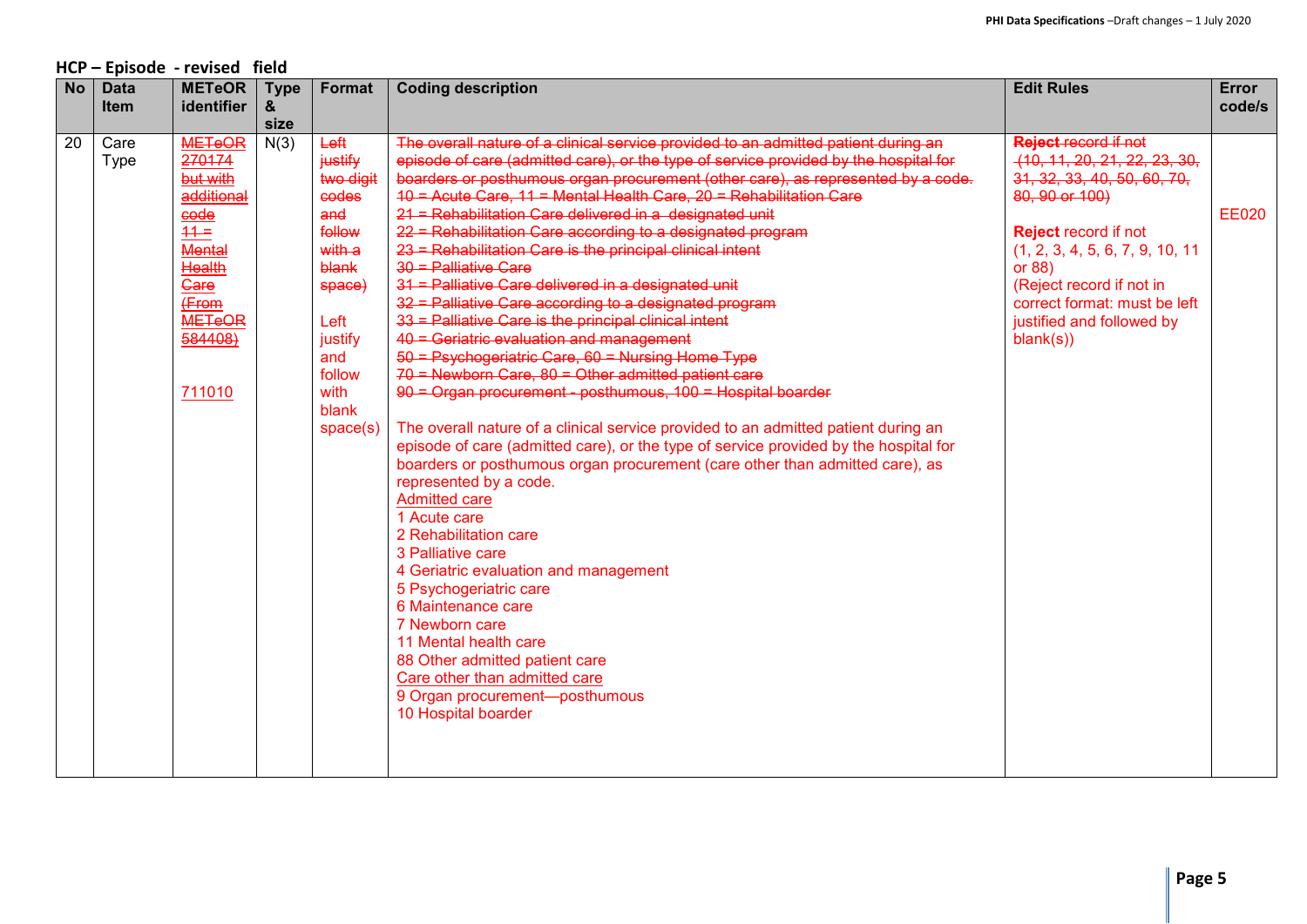## HCP – Episode - revised field

| No | Data Item | METeOR identifier | Type & size | Format | Coding description | Edit Rules | Error code/s |
|---|---|---|---|---|---|---|---|
| 20 | Care Type | ~~METeOR 270174~~ but with additional code ~~11 = Mental Health Care (From METeOR 584408)~~<br><br>711010 | N(3) | ~~Left justify two digit codes and follow with a blank space)~~<br><br>Left justify and follow with blank space(s) | ~~The overall nature of a clinical service provided to an admitted patient during an episode of care (admitted care), or the type of service provided by the hospital for boarders or posthumous organ procurement (other care), as represented by a code.~~<br>~~10 = Acute Care, 11 = Mental Health Care, 20 = Rehabilitation Care~~<br>~~21 = Rehabilitation Care delivered in a designated unit~~<br>~~22 = Rehabilitation Care according to a designated program~~<br>~~23 = Rehabilitation Care is the principal clinical intent~~<br>~~30 = Palliative Care~~<br>~~31 = Palliative Care delivered in a designated unit~~<br>~~32 = Palliative Care according to a designated program~~<br>~~33 = Palliative Care is the principal clinical intent~~<br>~~40 = Geriatric evaluation and management~~<br>~~50 = Psychogeriatric Care, 60 = Nursing Home Type~~<br>~~70 = Newborn Care, 80 = Other admitted patient care~~<br>~~90 = Organ procurement - posthumous, 100 = Hospital boarder~~<br><br>The overall nature of a clinical service provided to an admitted patient during an episode of care (admitted care), or the type of service provided by the hospital for boarders or posthumous organ procurement (care other than admitted care), as represented by a code.<br>Admitted care<br>1 Acute care<br>2 Rehabilitation care<br>3 Palliative care<br>4 Geriatric evaluation and management<br>5 Psychogeriatric care<br>6 Maintenance care<br>7 Newborn care<br>11 Mental health care<br>88 Other admitted patient care<br>Care other than admitted care<br>9 Organ procurement—posthumous<br>10 Hospital boarder | ~~**Reject** record if not (10, 11, 20, 21, 22, 23, 30, 31, 32, 33, 40, 50, 60, 70, 80, 90 or 100)~~<br><br>**Reject** record if not (1, 2, 3, 4, 5, 6, 7, 9, 10, 11 or 88)<br>(Reject record if not in correct format: must be left justified and followed by blank(s)) | EE020 |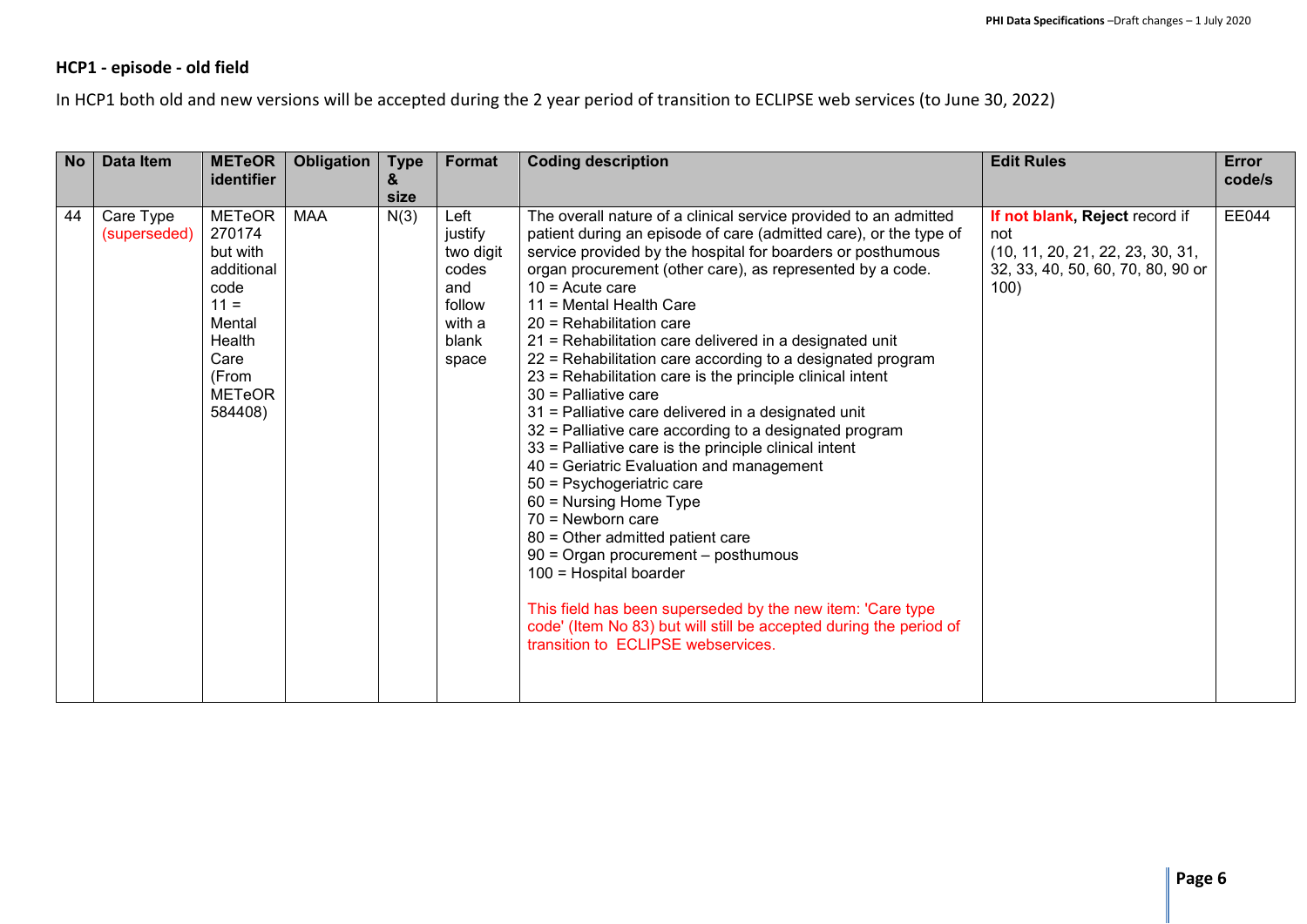### HCP1 - episode - old field

In HCP1 both old and new versions will be accepted during the 2 year period of transition to ECLIPSE web services (to June 30, 2022)

| No | Data Item | METeOR identifier | Obligation | Type & size | Format | Coding description | Edit Rules | Error code/s |
|---|---|---|---|---|---|---|---|---|
| 44 | Care Type (superseded) | METeOR 270174 but with additional code 11 = Mental Health Care (From METeOR 584408) | MAA | N(3) | Left justify two digit codes and follow with a blank space | The overall nature of a clinical service provided to an admitted patient during an episode of care (admitted care), or the type of service provided by the hospital for boarders or posthumous organ procurement (other care), as represented by a code.<br>10 = Acute care<br>11 = Mental Health Care<br>20 = Rehabilitation care<br>21 = Rehabilitation care delivered in a designated unit<br>22 = Rehabilitation care according to a designated program<br>23 = Rehabilitation care is the principle clinical intent<br>30 = Palliative care<br>31 = Palliative care delivered in a designated unit<br>32 = Palliative care according to a designated program<br>33 = Palliative care is the principle clinical intent<br>40 = Geriatric Evaluation and management<br>50 = Psychogeriatric care<br>60 = Nursing Home Type<br>70 = Newborn care<br>80 = Other admitted patient care<br>90 = Organ procurement – posthumous<br>100 = Hospital boarder<br><br>This field has been superseded by the new item: 'Care type code' (Item No 83) but will still be accepted during the period of transition to ECLIPSE webservices. | **If not blank, Reject** record if not (10, 11, 20, 21, 22, 23, 30, 31, 32, 33, 40, 50, 60, 70, 80, 90 or 100) | EE044 |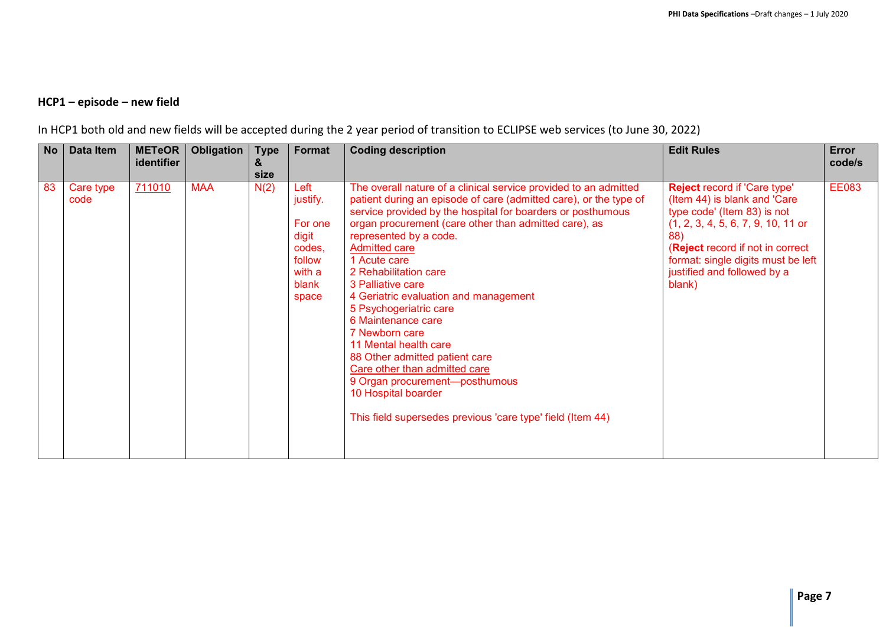**HCP1 – episode – new field**

In HCP1 both old and new fields will be accepted during the 2 year period of transition to ECLIPSE web services (to June 30, 2022)

| No | Data Item | METeOR identifier | Obligation | Type & size | Format | Coding description | Edit Rules | Error code/s |
|---|---|---|---|---|---|---|---|---|
| 83 | Care type code | 711010 | MAA | N(2) | Left justify.<br><br>For one digit codes, follow with a blank space | The overall nature of a clinical service provided to an admitted patient during an episode of care (admitted care), or the type of service provided by the hospital for boarders or posthumous organ procurement (care other than admitted care), as represented by a code.<br>Admitted care<br>1 Acute care<br>2 Rehabilitation care<br>3 Palliative care<br>4 Geriatric evaluation and management<br>5 Psychogeriatric care<br>6 Maintenance care<br>7 Newborn care<br>11 Mental health care<br>88 Other admitted patient care<br>Care other than admitted care<br>9 Organ procurement—posthumous<br>10 Hospital boarder<br><br>This field supersedes previous 'care type' field (Item 44) | **Reject** record if 'Care type' (Item 44) is blank and 'Care type code' (Item 83) is not (1, 2, 3, 4, 5, 6, 7, 9, 10, 11 or 88)<br>(**Reject** record if not in correct format: single digits must be left justified and followed by a blank) | EE083 |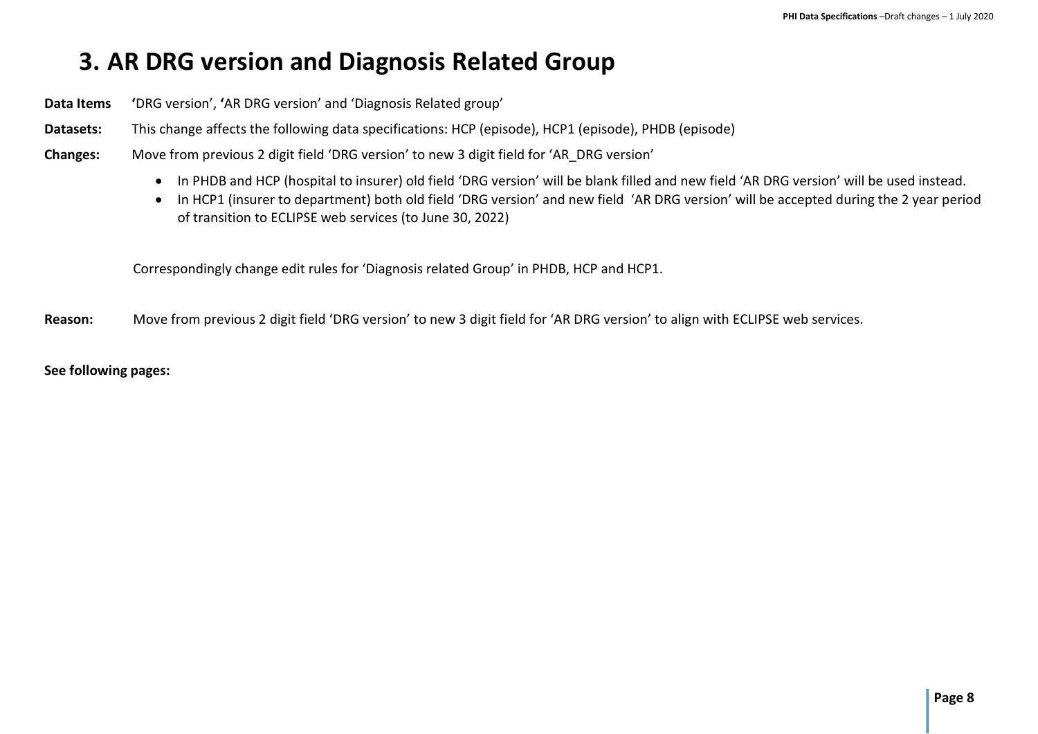# 3. AR DRG version and Diagnosis Related Group

**Data Items** 'DRG version', 'AR DRG version' and 'Diagnosis Related group'

**Datasets:** This change affects the following data specifications: HCP (episode), HCP1 (episode), PHDB (episode)

**Changes:** Move from previous 2 digit field 'DRG version' to new 3 digit field for 'AR_DRG version'

- In PHDB and HCP (hospital to insurer) old field 'DRG version' will be blank filled and new field 'AR DRG version' will be used instead.
- In HCP1 (insurer to department) both old field 'DRG version' and new field 'AR DRG version' will be accepted during the 2 year period of transition to ECLIPSE web services (to June 30, 2022)

Correspondingly change edit rules for 'Diagnosis related Group' in PHDB, HCP and HCP1.

**Reason:** Move from previous 2 digit field 'DRG version' to new 3 digit field for 'AR DRG version' to align with ECLIPSE web services.

**See following pages:**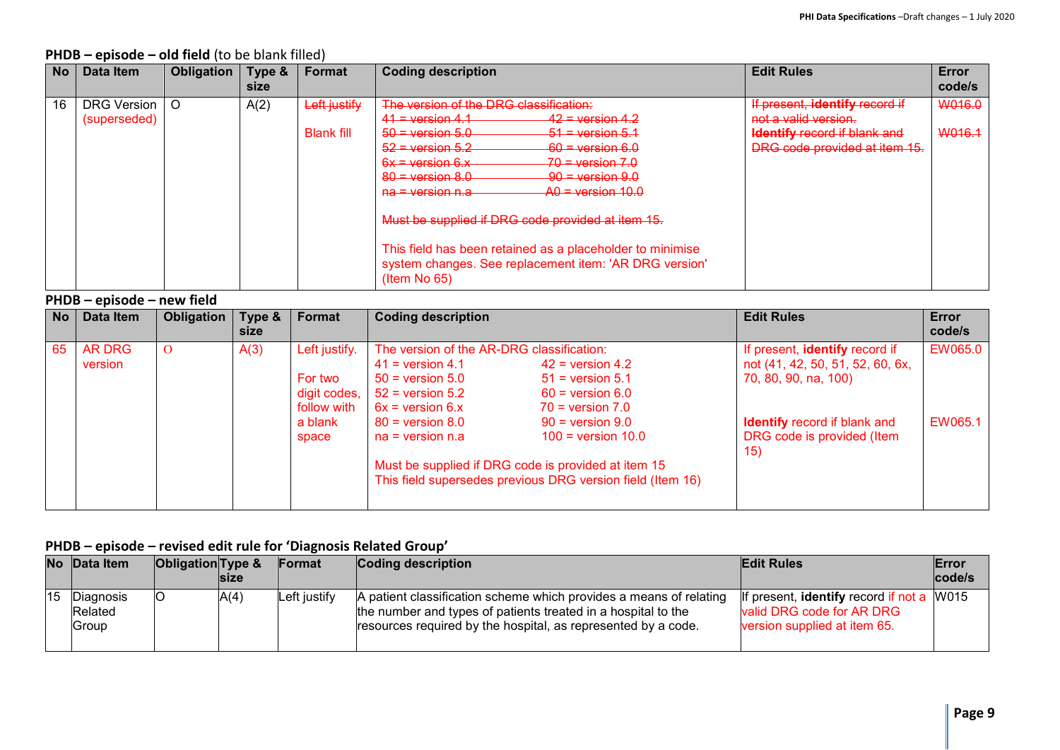**PHDB – episode – old field** (to be blank filled)

| No | Data Item | Obligation | Type & size | Format | Coding description | Edit Rules | Error code/s |
|---|---|---|---|---|---|---|---|
| 16 | DRG Version (superseded) | O | A(2) | ~~Left justify~~<br><br>Blank fill | ~~The version of the DRG classification:~~<br>~~41 = version 4.1 42 = version 4.2~~<br>~~50 = version 5.0 51 = version 5.1~~<br>~~52 = version 5.2 60 = version 6.0~~<br>~~6x = version 6.x 70 = version 7.0~~<br>~~80 = version 8.0 90 = version 9.0~~<br>~~na = version n.a A0 = version 10.0~~<br><br>~~Must be supplied if DRG code provided at item 15.~~<br><br>This field has been retained as a placeholder to minimise system changes. See replacement item: 'AR DRG version' (Item No 65) | ~~If present, **identify** record if not a valid version.~~<br>~~**Identify** record if blank and DRG code provided at item 15.~~ | ~~W016.0~~<br><br>~~W016.1~~ |

**PHDB – episode – new field**

| No | Data Item | Obligation | Type & size | Format | Coding description | Edit Rules | Error code/s |
|---|---|---|---|---|---|---|---|
| 65 | AR DRG version | O | A(3) | Left justify.<br><br>For two digit codes, follow with a blank space | The version of the AR-DRG classification:<br>41 = version 4.1 42 = version 4.2<br>50 = version 5.0 51 = version 5.1<br>52 = version 5.2 60 = version 6.0<br>6x = version 6.x 70 = version 7.0<br>80 = version 8.0 90 = version 9.0<br>na = version n.a 100 = version 10.0<br><br>Must be supplied if DRG code is provided at item 15<br>This field supersedes previous DRG version field (Item 16) | If present, **identify** record if not (41, 42, 50, 51, 52, 60, 6x, 70, 80, 90, na, 100)<br><br>**Identify** record if blank and DRG code is provided (Item 15) | EW065.0<br><br>EW065.1 |

**PHDB – episode – revised edit rule for 'Diagnosis Related Group'**

| No | Data Item | Obligation | Type & size | Format | Coding description | Edit Rules | Error code/s |
|---|---|---|---|---|---|---|---|
| 15 | Diagnosis Related Group | O | A(4) | Left justify | A patient classification scheme which provides a means of relating the number and types of patients treated in a hospital to the resources required by the hospital, as represented by a code. | If present, **identify** record if not a valid DRG code for AR DRG version supplied at item 65. | W015 |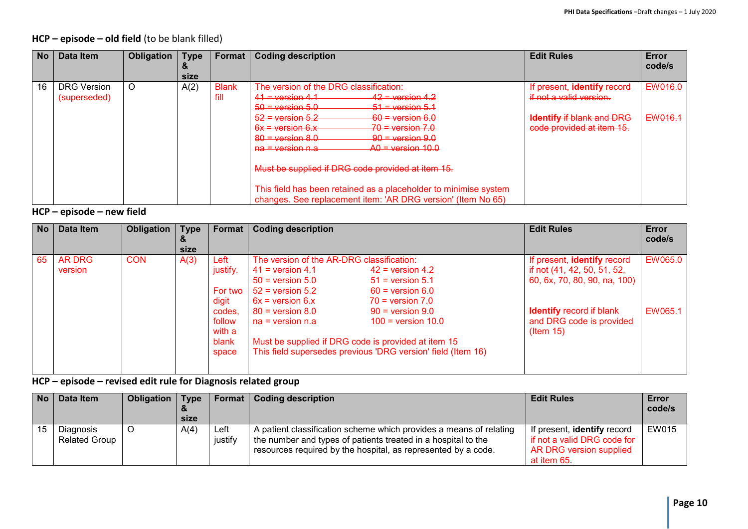### HCP – episode – old field (to be blank filled)

| No | Data Item | Obligation | Type & size | Format | Coding description | Edit Rules | Error code/s |
|---|---|---|---|---|---|---|---|
| 16 | DRG Version (superseded) | O | A(2) | Blank fill | ~~The version of the DRG classification:~~<br>~~41 = version 4.1~~ ~~42 = version 4.2~~<br>~~50 = version 5.0~~ ~~51 = version 5.1~~<br>~~52 = version 5.2~~ ~~60 = version 6.0~~<br>~~6x = version 6.x~~ ~~70 = version 7.0~~<br>~~80 = version 8.0~~ ~~90 = version 9.0~~<br>~~na = version n.a~~ ~~A0 = version 10.0~~<br><br>~~Must be supplied if DRG code provided at item 15.~~<br><br>This field has been retained as a placeholder to minimise system changes. See replacement item: 'AR DRG version' (Item No 65) | ~~If present, **identify** record if not a valid version.~~<br><br>~~**Identify** if blank and DRG code provided at item 15.~~ | ~~EW016.0~~<br><br>~~EW016.1~~ |

### HCP – episode – new field

| No | Data Item | Obligation | Type & size | Format | Coding description | Edit Rules | Error code/s |
|---|---|---|---|---|---|---|---|
| 65 | AR DRG version | CON | A(3) | Left justify.<br><br>For two digit codes, follow with a blank space | The version of the AR-DRG classification:<br>41 = version 4.1 42 = version 4.2<br>50 = version 5.0 51 = version 5.1<br>52 = version 5.2 60 = version 6.0<br>6x = version 6.x 70 = version 7.0<br>80 = version 8.0 90 = version 9.0<br>na = version n.a 100 = version 10.0<br><br>Must be supplied if DRG code is provided at item 15<br>This field supersedes previous 'DRG version' field (Item 16) | If present, **identify** record if not (41, 42, 50, 51, 52, 60, 6x, 70, 80, 90, na, 100)<br><br>**Identify** record if blank and DRG code is provided (Item 15) | EW065.0<br><br>EW065.1 |

### HCP – episode – revised edit rule for Diagnosis related group

| No | Data Item | Obligation | Type & size | Format | Coding description | Edit Rules | Error code/s |
|---|---|---|---|---|---|---|---|
| 15 | Diagnosis Related Group | O | A(4) | Left justify | A patient classification scheme which provides a means of relating the number and types of patients treated in a hospital to the resources required by the hospital, as represented by a code. | If present, **identify** record if not a valid DRG code for AR DRG version supplied at item 65. | EW015 |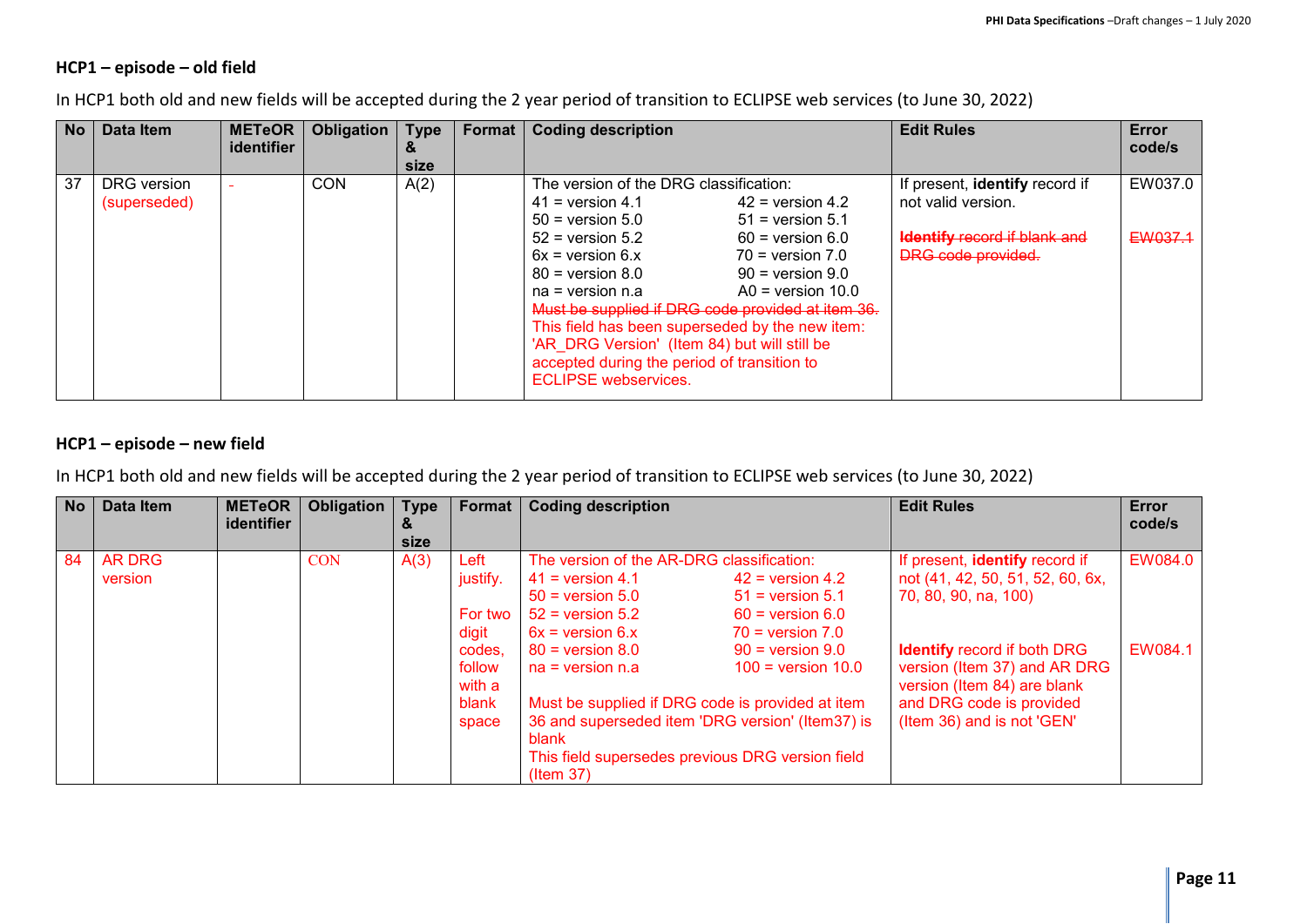### HCP1 – episode – old field

In HCP1 both old and new fields will be accepted during the 2 year period of transition to ECLIPSE web services (to June 30, 2022)

| No | Data Item | METeOR identifier | Obligation | Type & size | Format | Coding description | Edit Rules | Error code/s |
|---|---|---|---|---|---|---|---|---|
| 37 | DRG version (superseded) | - | CON | A(2) | | The version of the DRG classification:<br>41 = version 4.1 42 = version 4.2<br>50 = version 5.0 51 = version 5.1<br>52 = version 5.2 60 = version 6.0<br>6x = version 6.x 70 = version 7.0<br>80 = version 8.0 90 = version 9.0<br>na = version n.a A0 = version 10.0<br>~~Must be supplied if DRG code provided at item 36.~~<br>This field has been superseded by the new item: 'AR_DRG Version' (Item 84) but will still be accepted during the period of transition to ECLIPSE webservices. | If present, **identify** record if not valid version.<br><br>~~**Identify** record if blank and DRG code provided.~~ | EW037.0<br><br>~~EW037.1~~ |

### HCP1 – episode – new field

In HCP1 both old and new fields will be accepted during the 2 year period of transition to ECLIPSE web services (to June 30, 2022)

| No | Data Item | METeOR identifier | Obligation | Type & size | Format | Coding description | Edit Rules | Error code/s |
|---|---|---|---|---|---|---|---|---|
| 84 | AR DRG version | | CON | A(3) | Left justify.<br><br>For two digit codes, follow with a blank space | The version of the AR-DRG classification:<br>41 = version 4.1 42 = version 4.2<br>50 = version 5.0 51 = version 5.1<br>52 = version 5.2 60 = version 6.0<br>6x = version 6.x 70 = version 7.0<br>80 = version 8.0 90 = version 9.0<br>na = version n.a 100 = version 10.0<br><br>Must be supplied if DRG code is provided at item 36 and superseded item 'DRG version' (Item37) is blank<br>This field supersedes previous DRG version field (Item 37) | If present, **identify** record if not (41, 42, 50, 51, 52, 60, 6x, 70, 80, 90, na, 100)<br><br>**Identify** record if both DRG version (Item 37) and AR DRG version (Item 84) are blank and DRG code is provided (Item 36) and is not 'GEN' | EW084.0<br><br>EW084.1 |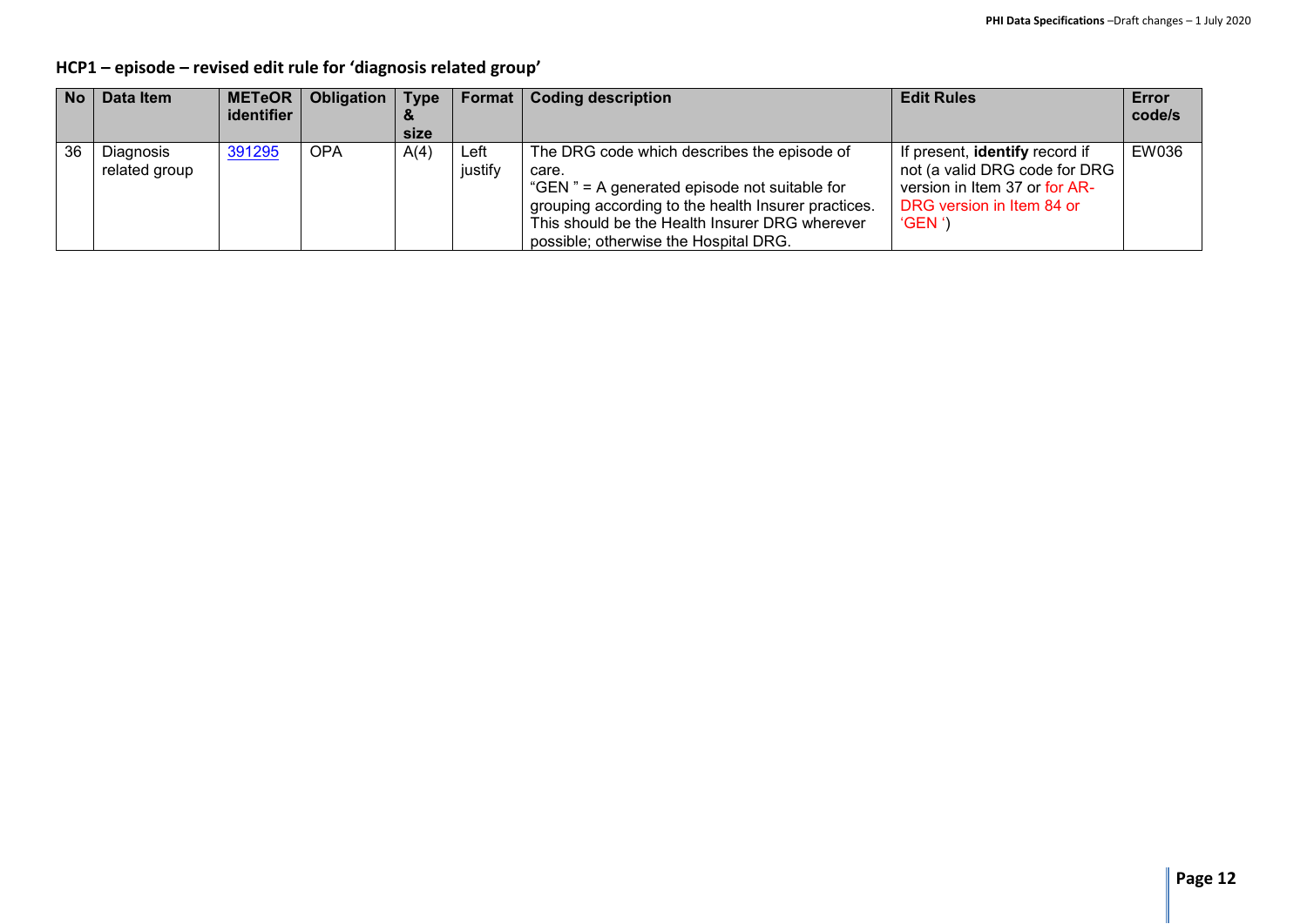## HCP1 – episode – revised edit rule for 'diagnosis related group'

| No | Data Item | METeOR identifier | Obligation | Type & size | Format | Coding description | Edit Rules | Error code/s |
|---|---|---|---|---|---|---|---|---|
| 36 | Diagnosis related group | [391295]() | OPA | A(4) | Left justify | The DRG code which describes the episode of care.<br>"GEN " = A generated episode not suitable for grouping according to the health Insurer practices. This should be the Health Insurer DRG wherever possible; otherwise the Hospital DRG. | If present, **identify** record if not (a valid DRG code for DRG version in Item 37 or for AR-DRG version in Item 84 or 'GEN ') | EW036 |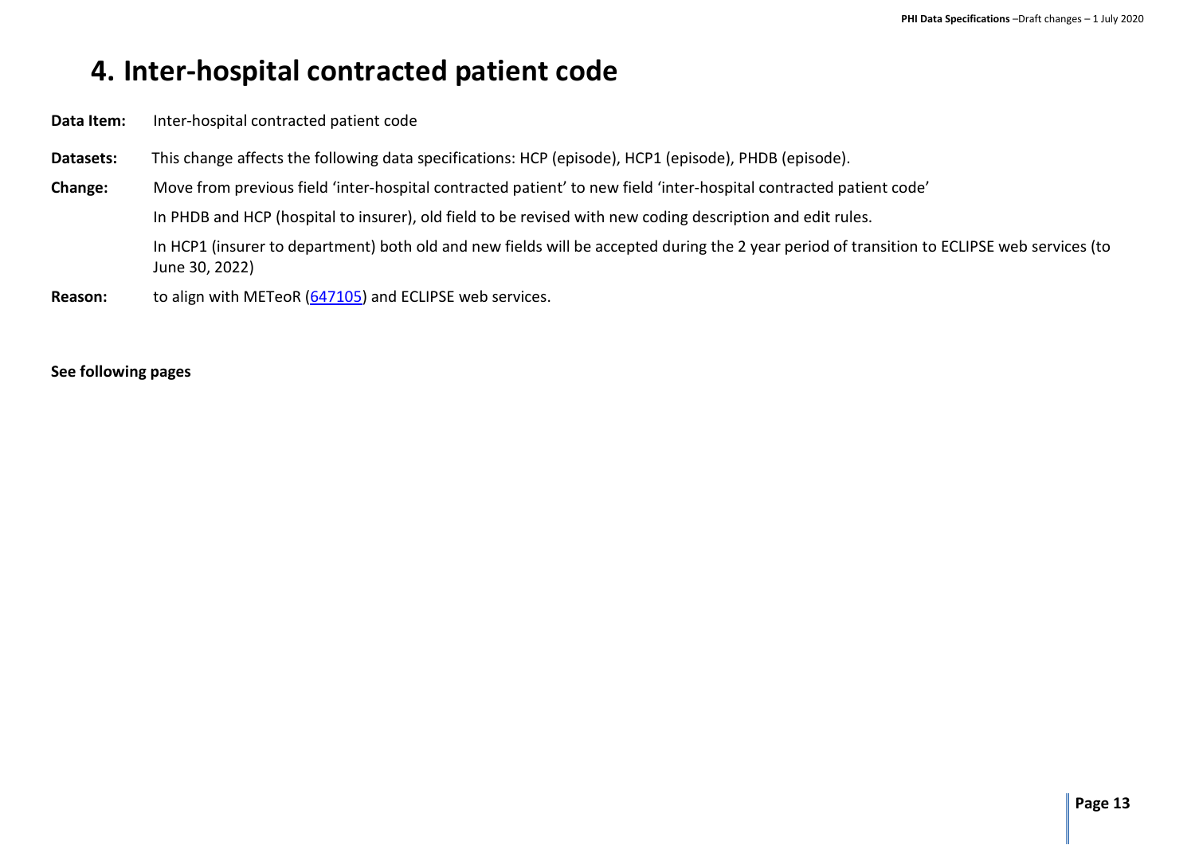# 4. Inter-hospital contracted patient code

**Data Item:** Inter-hospital contracted patient code

**Datasets:** This change affects the following data specifications: HCP (episode), HCP1 (episode), PHDB (episode).

**Change:** Move from previous field 'inter-hospital contracted patient' to new field 'inter-hospital contracted patient code'

In PHDB and HCP (hospital to insurer), old field to be revised with new coding description and edit rules.

In HCP1 (insurer to department) both old and new fields will be accepted during the 2 year period of transition to ECLIPSE web services (to June 30, 2022)

**Reason:** to align with METeoR (647105) and ECLIPSE web services.

**See following pages**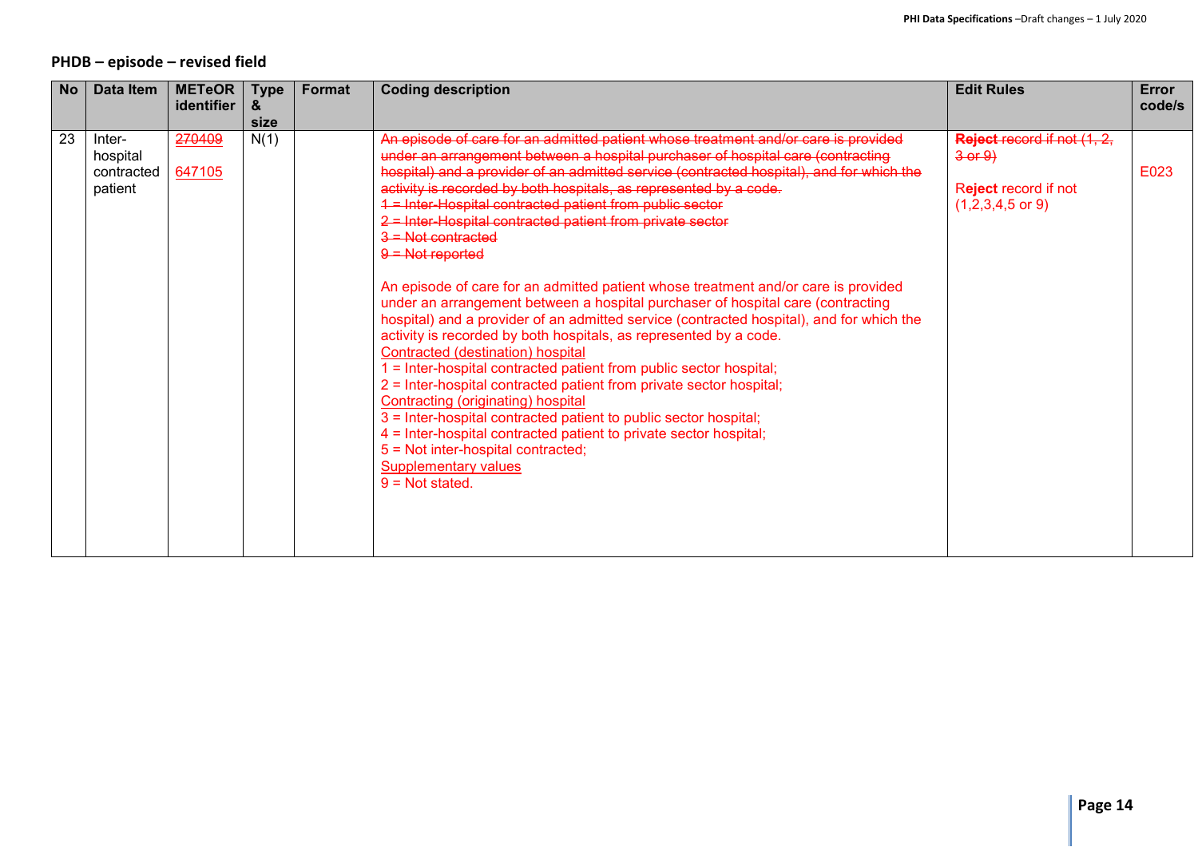## PHDB – episode – revised field

| No | Data Item | METeOR identifier | Type & size | Format | Coding description | Edit Rules | Error code/s |
|---|---|---|---|---|---|---|---|
| 23 | Inter-hospital contracted patient | ~~270409~~<br><br>647105 | N(1) | | ~~An episode of care for an admitted patient whose treatment and/or care is provided under an arrangement between a hospital purchaser of hospital care (contracting hospital) and a provider of an admitted service (contracted hospital), and for which the activity is recorded by both hospitals, as represented by a code.~~<br>~~1 = Inter-Hospital contracted patient from public sector~~<br>~~2 = Inter-Hospital contracted patient from private sector~~<br>~~3 = Not contracted~~<br>~~9 = Not reported~~<br><br>An episode of care for an admitted patient whose treatment and/or care is provided under an arrangement between a hospital purchaser of hospital care (contracting hospital) and a provider of an admitted service (contracted hospital), and for which the activity is recorded by both hospitals, as represented by a code.<br>Contracted (destination) hospital<br>1 = Inter-hospital contracted patient from public sector hospital;<br>2 = Inter-hospital contracted patient from private sector hospital;<br>Contracting (originating) hospital<br>3 = Inter-hospital contracted patient to public sector hospital;<br>4 = Inter-hospital contracted patient to private sector hospital;<br>5 = Not inter-hospital contracted;<br>Supplementary values<br>9 = Not stated. | ~~**Reject** record if not (1, 2, 3 or 9)~~<br><br>R**eject** record if not (1,2,3,4,5 or 9) | <br><br>E023 |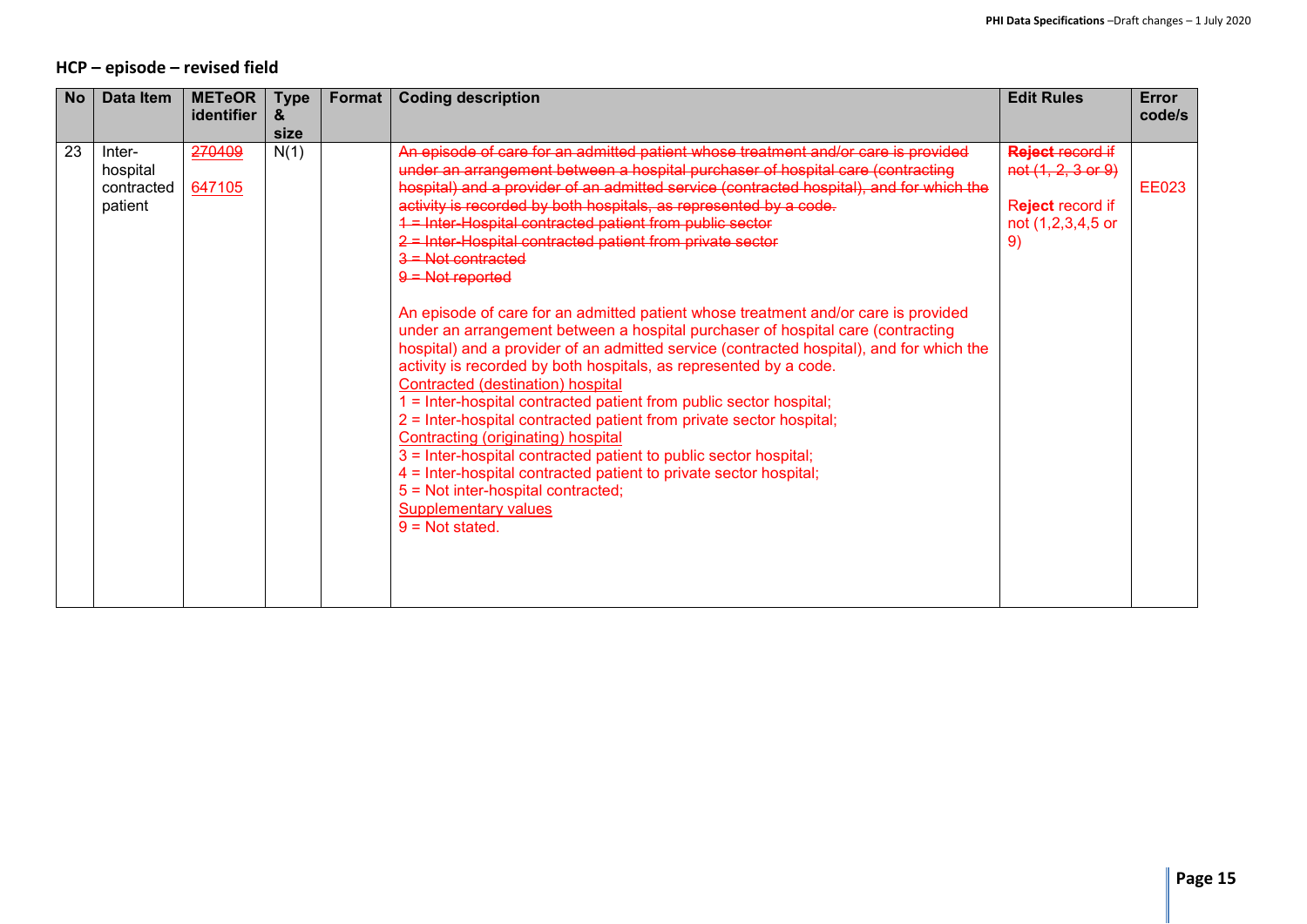## HCP – episode – revised field

| No | Data Item | METeOR identifier | Type & size | Format | Coding description | Edit Rules | Error code/s |
|---|---|---|---|---|---|---|---|
| 23 | Inter-hospital contracted patient | ~~270409~~<br><br>647105 | N(1) | | ~~An episode of care for an admitted patient whose treatment and/or care is provided under an arrangement between a hospital purchaser of hospital care (contracting hospital) and a provider of an admitted service (contracted hospital), and for which the activity is recorded by both hospitals, as represented by a code.~~<br>~~1 = Inter-Hospital contracted patient from public sector~~<br>~~2 = Inter-Hospital contracted patient from private sector~~<br>~~3 = Not contracted~~<br>~~9 = Not reported~~<br><br>An episode of care for an admitted patient whose treatment and/or care is provided under an arrangement between a hospital purchaser of hospital care (contracting hospital) and a provider of an admitted service (contracted hospital), and for which the activity is recorded by both hospitals, as represented by a code.<br>Contracted (destination) hospital<br>1 = Inter-hospital contracted patient from public sector hospital;<br>2 = Inter-hospital contracted patient from private sector hospital;<br>Contracting (originating) hospital<br>3 = Inter-hospital contracted patient to public sector hospital;<br>4 = Inter-hospital contracted patient to private sector hospital;<br>5 = Not inter-hospital contracted;<br>Supplementary values<br>9 = Not stated. | ~~**Reject** record if not (1, 2, 3 or 9)~~<br><br>R**eject** record if not (1,2,3,4,5 or 9) | EE023 |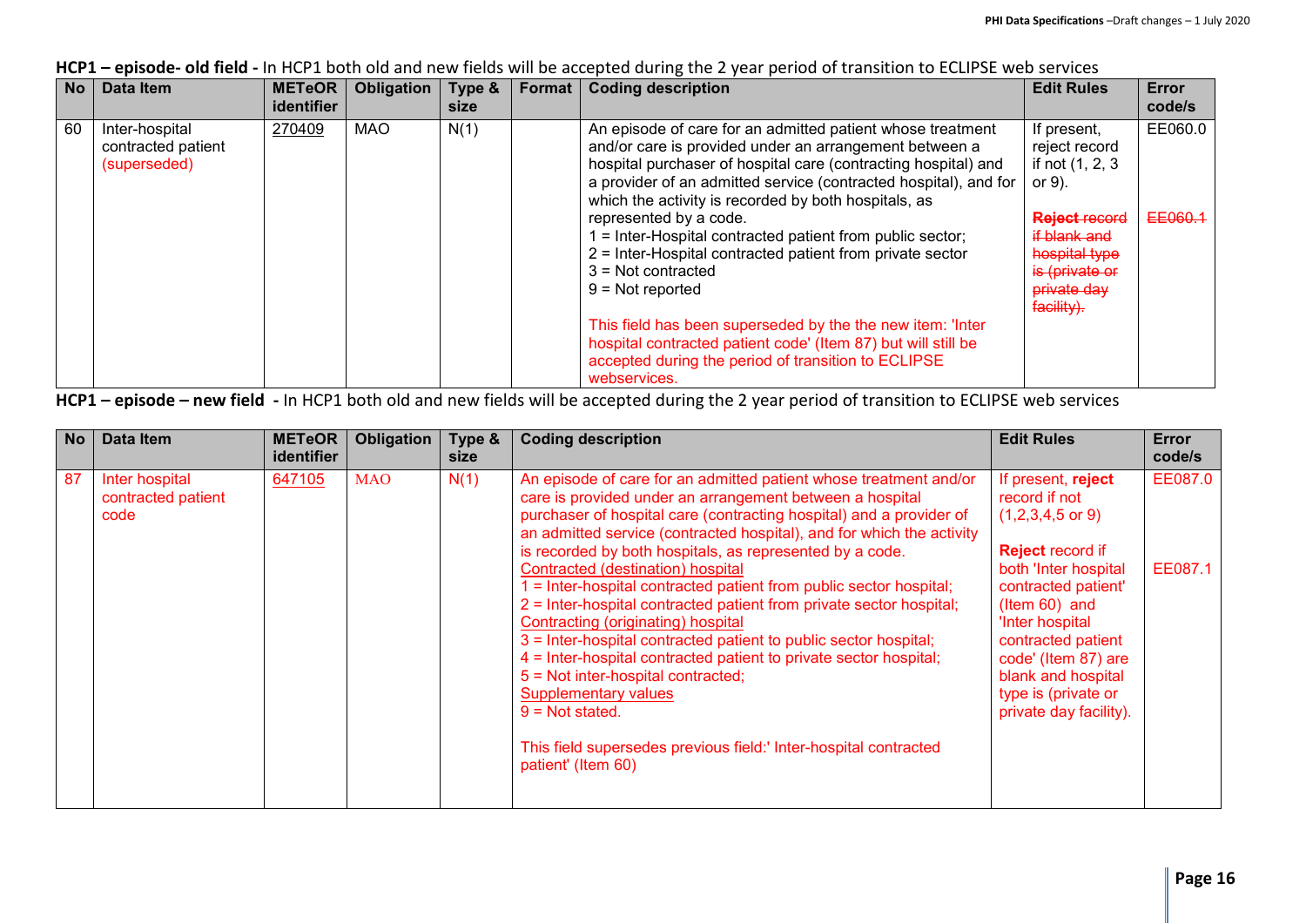**HCP1 – episode- old field -** In HCP1 both old and new fields will be accepted during the 2 year period of transition to ECLIPSE web services

| No | Data Item | METeOR identifier | Obligation | Type & size | Format | Coding description | Edit Rules | Error code/s |
|---|---|---|---|---|---|---|---|---|
| 60 | Inter-hospital contracted patient (superseded) | 270409 | MAO | N(1) | | An episode of care for an admitted patient whose treatment and/or care is provided under an arrangement between a hospital purchaser of hospital care (contracting hospital) and a provider of an admitted service (contracted hospital), and for which the activity is recorded by both hospitals, as represented by a code.<br>1 = Inter-Hospital contracted patient from public sector;<br>2 = Inter-Hospital contracted patient from private sector<br>3 = Not contracted<br>9 = Not reported<br><br>This field has been superseded by the the new item: 'Inter hospital contracted patient code' (Item 87) but will still be accepted during the period of transition to ECLIPSE webservices. | If present, reject record if not (1, 2, 3 or 9).<br><br>~~Reject record if blank and hospital type is (private or private day facility).~~ | EE060.0<br><br>~~EE060.1~~ |

**HCP1 – episode – new field -** In HCP1 both old and new fields will be accepted during the 2 year period of transition to ECLIPSE web services

| No | Data Item | METeOR identifier | Obligation | Type & size | Coding description | Edit Rules | Error code/s |
|---|---|---|---|---|---|---|---|
| 87 | Inter hospital contracted patient code | 647105 | MAO | N(1) | An episode of care for an admitted patient whose treatment and/or care is provided under an arrangement between a hospital purchaser of hospital care (contracting hospital) and a provider of an admitted service (contracted hospital), and for which the activity is recorded by both hospitals, as represented by a code.<br>Contracted (destination) hospital<br>1 = Inter-hospital contracted patient from public sector hospital;<br>2 = Inter-hospital contracted patient from private sector hospital;<br>Contracting (originating) hospital<br>3 = Inter-hospital contracted patient to public sector hospital;<br>4 = Inter-hospital contracted patient to private sector hospital;<br>5 = Not inter-hospital contracted;<br>Supplementary values<br>9 = Not stated.<br><br>This field supersedes previous field:' Inter-hospital contracted patient' (Item 60) | If present, **reject** record if not (1,2,3,4,5 or 9)<br><br>**Reject** record if both 'Inter hospital contracted patient' (Item 60) and 'Inter hospital contracted patient code' (Item 87) are blank and hospital type is (private or private day facility). | EE087.0<br><br>EE087.1 |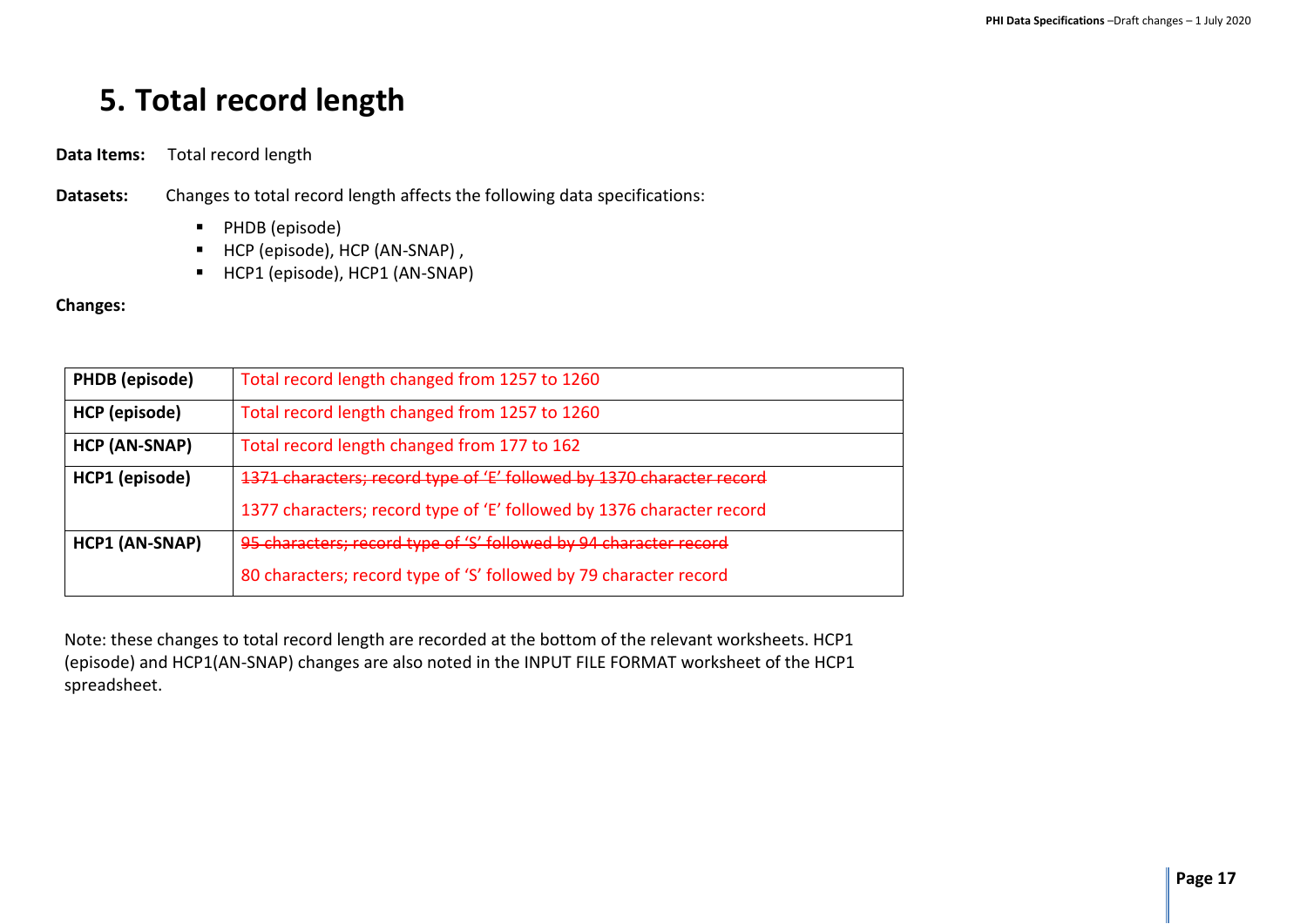# 5. Total record length

**Data Items:** Total record length

**Datasets:** Changes to total record length affects the following data specifications:

- PHDB (episode)
- HCP (episode), HCP (AN-SNAP) ,
- HCP1 (episode), HCP1 (AN-SNAP)

**Changes:**

| | |
|---|---|
| **PHDB (episode)** | Total record length changed from 1257 to 1260 |
| **HCP (episode)** | Total record length changed from 1257 to 1260 |
| **HCP (AN-SNAP)** | Total record length changed from 177 to 162 |
| **HCP1 (episode)** | ~~1371 characters; record type of 'E' followed by 1370 character record~~<br>1377 characters; record type of 'E' followed by 1376 character record |
| **HCP1 (AN-SNAP)** | ~~95 characters; record type of 'S' followed by 94 character record~~<br>80 characters; record type of 'S' followed by 79 character record |

Note: these changes to total record length are recorded at the bottom of the relevant worksheets. HCP1 (episode) and HCP1(AN-SNAP) changes are also noted in the INPUT FILE FORMAT worksheet of the HCP1 spreadsheet.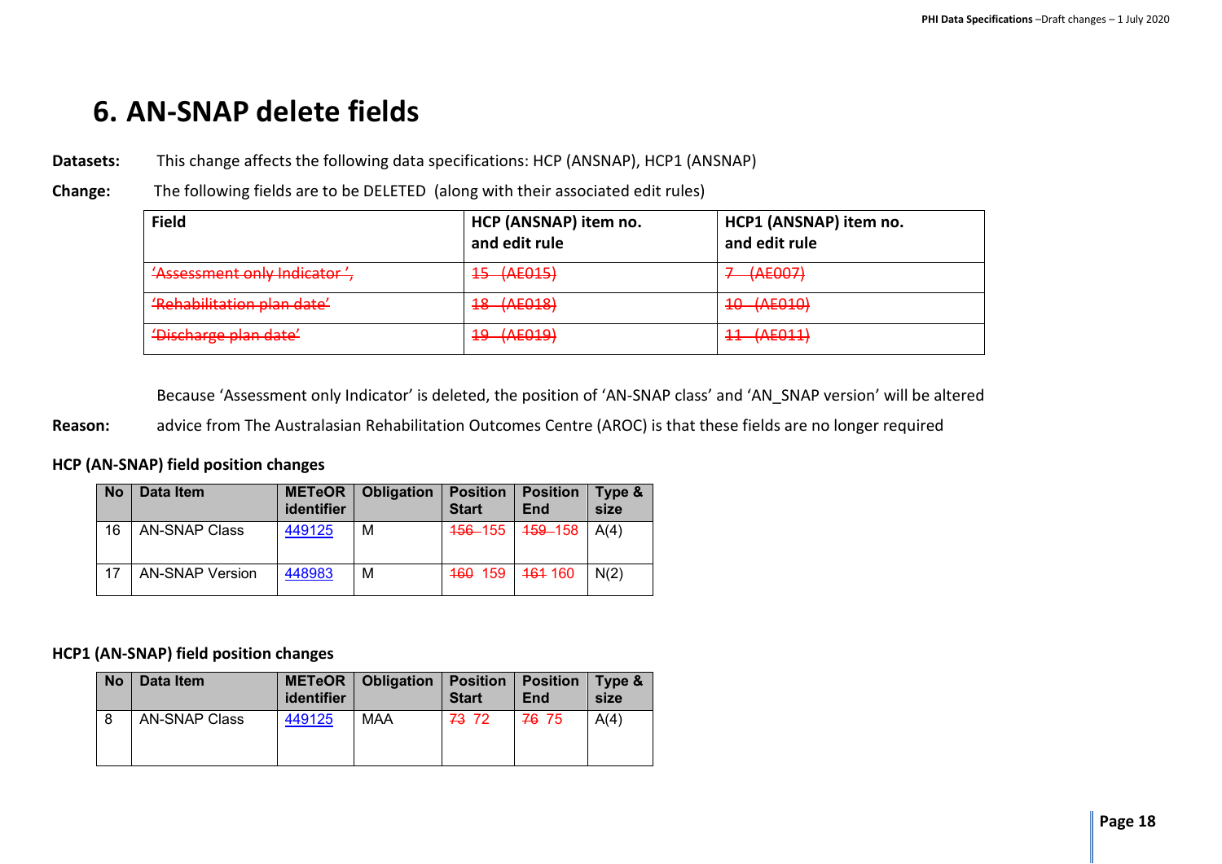# 6. AN-SNAP delete fields

**Datasets:** This change affects the following data specifications: HCP (ANSNAP), HCP1 (ANSNAP)

**Change:** The following fields are to be DELETED (along with their associated edit rules)

| Field | HCP (ANSNAP) item no. and edit rule | HCP1 (ANSNAP) item no. and edit rule |
|---|---|---|
| ~~'Assessment only Indicator ',~~ | ~~15 (AE015)~~ | ~~7 (AE007)~~ |
| ~~'Rehabilitation plan date'~~ | ~~18 (AE018)~~ | ~~10 (AE010)~~ |
| ~~'Discharge plan date'~~ | ~~19 (AE019)~~ | ~~11 (AE011)~~ |

Because 'Assessment only Indicator' is deleted, the position of 'AN-SNAP class' and 'AN_SNAP version' will be altered

**Reason:** advice from The Australasian Rehabilitation Outcomes Centre (AROC) is that these fields are no longer required

**HCP (AN-SNAP) field position changes**

| No | Data Item | METeOR identifier | Obligation | Position Start | Position End | Type & size |
|---|---|---|---|---|---|---|
| 16 | AN-SNAP Class | 449125 | M | ~~156~~ 155 | ~~159~~ 158 | A(4) |
| 17 | AN-SNAP Version | 448983 | M | ~~160~~ 159 | ~~161~~ 160 | N(2) |

**HCP1 (AN-SNAP) field position changes**

| No | Data Item | METeOR identifier | Obligation | Position Start | Position End | Type & size |
|---|---|---|---|---|---|---|
| 8 | AN-SNAP Class | 449125 | MAA | ~~73~~ 72 | ~~76~~ 75 | A(4) |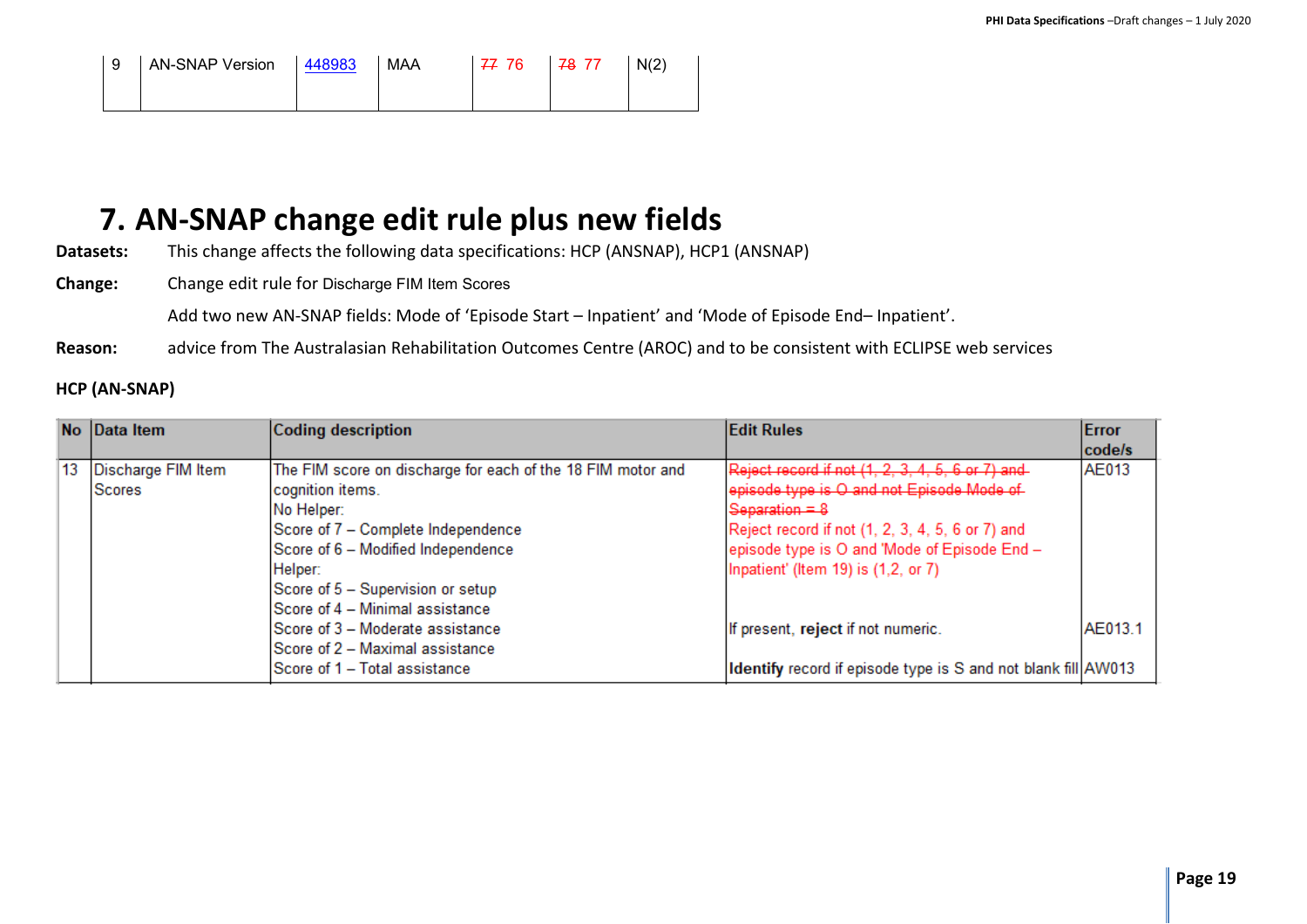| 9 | AN-SNAP Version | 448983 | MAA | ~~77~~ 76 | ~~78~~ 77 | N(2) |
|---|---|---|---|---|---|---|

# 7. AN-SNAP change edit rule plus new fields

**Datasets:** This change affects the following data specifications: HCP (ANSNAP), HCP1 (ANSNAP)

**Change:** Change edit rule for Discharge FIM Item Scores

Add two new AN-SNAP fields: Mode of 'Episode Start – Inpatient' and 'Mode of Episode End– Inpatient'.

**Reason:** advice from The Australasian Rehabilitation Outcomes Centre (AROC) and to be consistent with ECLIPSE web services

**HCP (AN-SNAP)**

| No | Data Item | Coding description | Edit Rules | Error code/s |
|---|---|---|---|---|
| 13 | Discharge FIM Item Scores | The FIM score on discharge for each of the 18 FIM motor and cognition items.<br>No Helper:<br>Score of 7 – Complete Independence<br>Score of 6 – Modified Independence<br>Helper:<br>Score of 5 – Supervision or setup<br>Score of 4 – Minimal assistance<br>Score of 3 – Moderate assistance<br>Score of 2 – Maximal assistance<br>Score of 1 – Total assistance | ~~Reject record if not (1, 2, 3, 4, 5, 6 or 7) and episode type is O and not Episode Mode of Separation = 8~~<br>Reject record if not (1, 2, 3, 4, 5, 6 or 7) and episode type is O and 'Mode of Episode End – Inpatient' (Item 19) is (1,2, or 7) | AE013 |
| | | | If present, **reject** if not numeric. | AE013.1 |
| | | | **Identify** record if episode type is S and not blank fill | AW013 |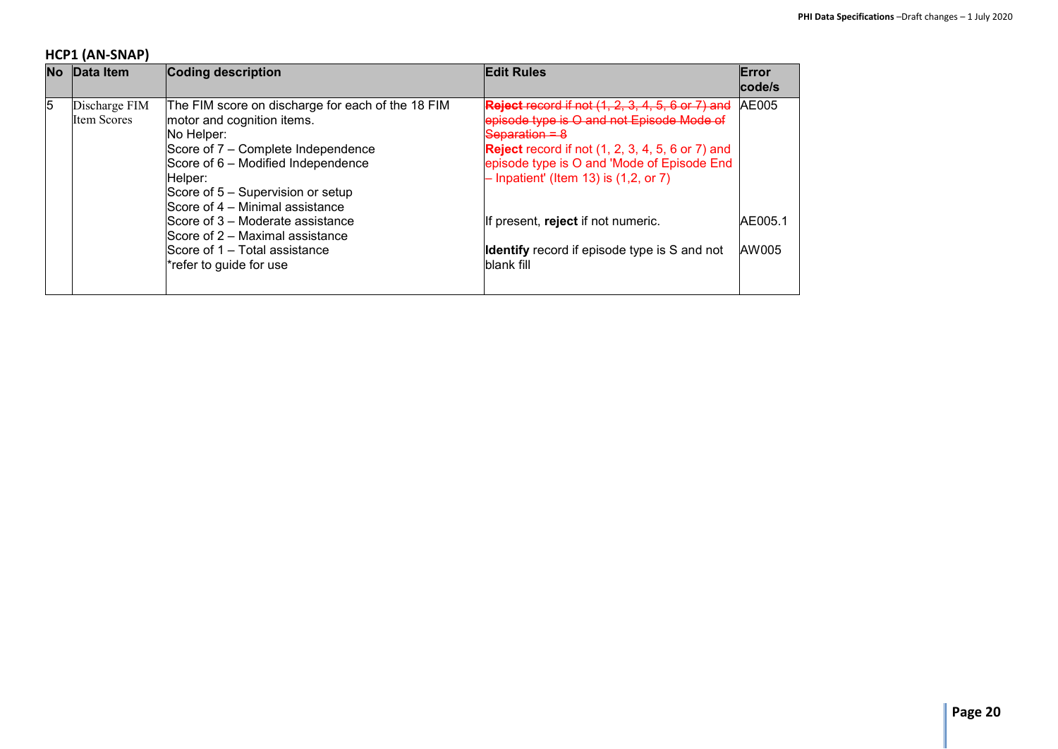### HCP1 (AN-SNAP)

| No | Data Item | Coding description | Edit Rules | Error code/s |
|---|---|---|---|---|
| 5 | Discharge FIM Item Scores | The FIM score on discharge for each of the 18 FIM motor and cognition items.<br>No Helper:<br>Score of 7 – Complete Independence<br>Score of 6 – Modified Independence<br>Helper:<br>Score of 5 – Supervision or setup<br>Score of 4 – Minimal assistance<br>Score of 3 – Moderate assistance<br>Score of 2 – Maximal assistance<br>Score of 1 – Total assistance<br>*refer to guide for use | ~~**Reject** record if not (1, 2, 3, 4, 5, 6 or 7) and episode type is O and not Episode Mode of Separation = 8~~<br>**Reject** record if not (1, 2, 3, 4, 5, 6 or 7) and episode type is O and 'Mode of Episode End – Inpatient' (Item 13) is (1,2, or 7) | AE005 |
| | | | If present, **reject** if not numeric. | AE005.1 |
| | | | **Identify** record if episode type is S and not blank fill | AW005 |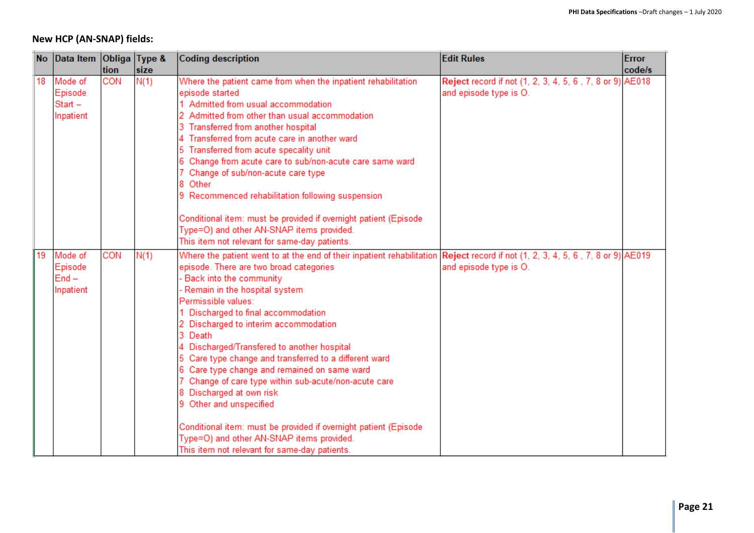**New HCP (AN-SNAP) fields:**

| No | Data Item | Obligation | Type & size | Coding description | Edit Rules | Error code/s |
|---|---|---|---|---|---|---|
| 18 | Mode of Episode Start – Inpatient | CON | N(1) | Where the patient came from when the inpatient rehabilitation episode started<br>1 Admitted from usual accommodation<br>2 Admitted from other than usual accommodation<br>3 Transferred from another hospital<br>4 Transferred from acute care in another ward<br>5 Transferred from acute specality unit<br>6 Change from acute care to sub/non-acute care same ward<br>7 Change of sub/non-acute care type<br>8 Other<br>9 Recommenced rehabilitation following suspension<br><br>Conditional item: must be provided if overnight patient (Episode Type=O) and other AN-SNAP items provided.<br>This item not relevant for same-day patients. | **Reject** record if not (1, 2, 3, 4, 5, 6 , 7, 8 or 9) and episode type is O. | AE018 |
| 19 | Mode of Episode End – Inpatient | CON | N(1) | Where the patient went to at the end of their inpatient rehabilitation episode. There are two broad categories<br>- Back into the community<br>- Remain in the hospital system<br>Permissible values:<br>1 Discharged to final accommodation<br>2 Discharged to interim accommodation<br>3 Death<br>4 Discharged/Transfered to another hospital<br>5 Care type change and transferred to a different ward<br>6 Care type change and remained on same ward<br>7 Change of care type within sub-acute/non-acute care<br>8 Discharged at own risk<br>9 Other and unspecified<br><br>Conditional item: must be provided if overnight patient (Episode Type=O) and other AN-SNAP items provided.<br>This item not relevant for same-day patients. | **Reject** record if not (1, 2, 3, 4, 5, 6 , 7, 8 or 9) and episode type is O. | AE019 |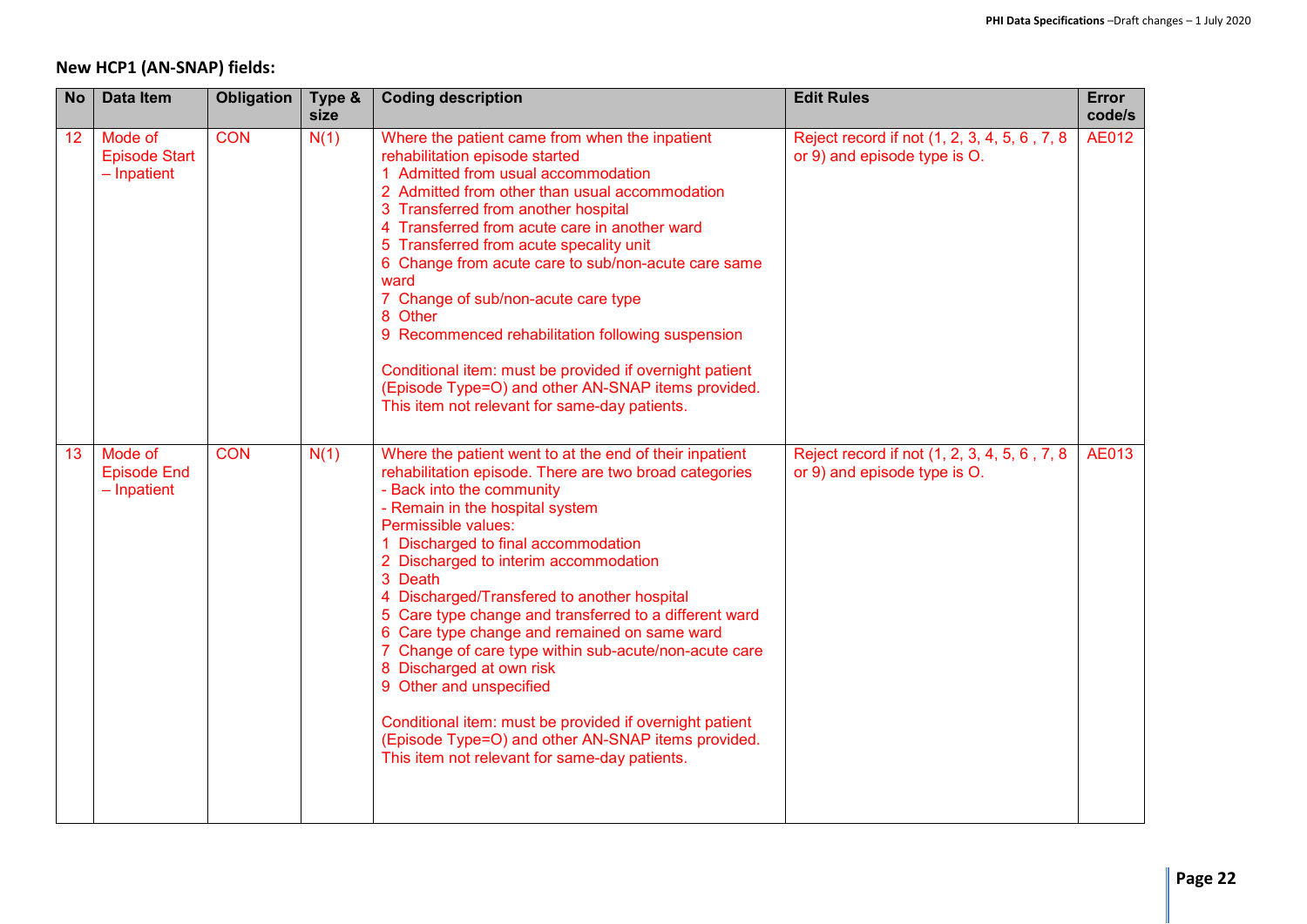## New HCP1 (AN-SNAP) fields:

| No | Data Item | Obligation | Type & size | Coding description | Edit Rules | Error code/s |
|---|---|---|---|---|---|---|
| 12 | Mode of Episode Start – Inpatient | CON | N(1) | Where the patient came from when the inpatient rehabilitation episode started<br>1 Admitted from usual accommodation<br>2 Admitted from other than usual accommodation<br>3 Transferred from another hospital<br>4 Transferred from acute care in another ward<br>5 Transferred from acute specality unit<br>6 Change from acute care to sub/non-acute care same ward<br>7 Change of sub/non-acute care type<br>8 Other<br>9 Recommenced rehabilitation following suspension<br><br>Conditional item: must be provided if overnight patient (Episode Type=O) and other AN-SNAP items provided. This item not relevant for same-day patients. | Reject record if not (1, 2, 3, 4, 5, 6 , 7, 8 or 9) and episode type is O. | AE012 |
| 13 | Mode of Episode End – Inpatient | CON | N(1) | Where the patient went to at the end of their inpatient rehabilitation episode. There are two broad categories<br>- Back into the community<br>- Remain in the hospital system<br>Permissible values:<br>1 Discharged to final accommodation<br>2 Discharged to interim accommodation<br>3 Death<br>4 Discharged/Transfered to another hospital<br>5 Care type change and transferred to a different ward<br>6 Care type change and remained on same ward<br>7 Change of care type within sub-acute/non-acute care<br>8 Discharged at own risk<br>9 Other and unspecified<br><br>Conditional item: must be provided if overnight patient (Episode Type=O) and other AN-SNAP items provided. This item not relevant for same-day patients. | Reject record if not (1, 2, 3, 4, 5, 6 , 7, 8 or 9) and episode type is O. | AE013 |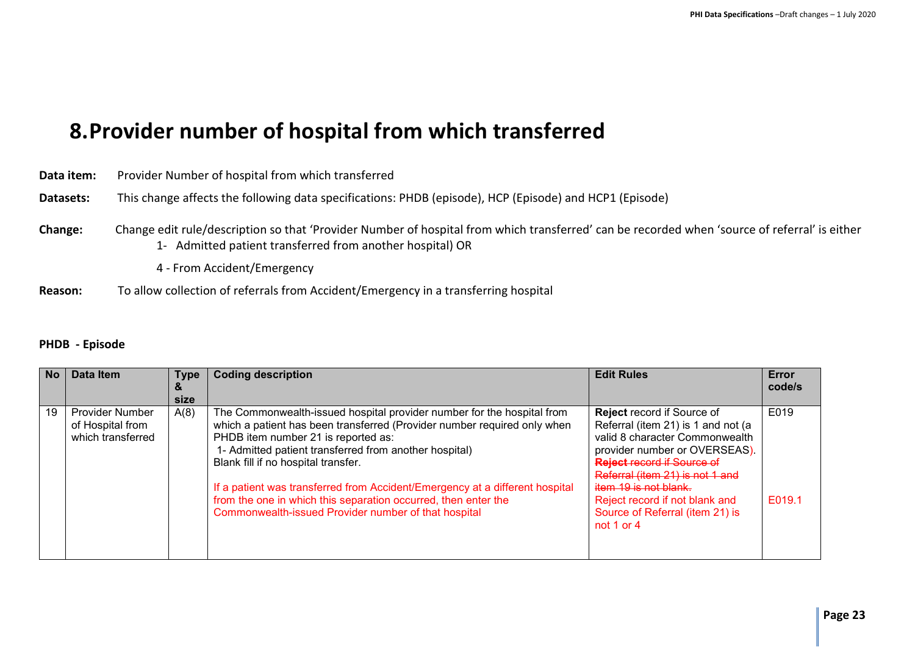# 8. Provider number of hospital from which transferred

**Data item:** Provider Number of hospital from which transferred

**Datasets:** This change affects the following data specifications: PHDB (episode), HCP (Episode) and HCP1 (Episode)

**Change:** Change edit rule/description so that 'Provider Number of hospital from which transferred' can be recorded when 'source of referral' is either

1- Admitted patient transferred from another hospital) OR

4 - From Accident/Emergency

**Reason:** To allow collection of referrals from Accident/Emergency in a transferring hospital

**PHDB - Episode**

| No | Data Item | Type & size | Coding description | Edit Rules | Error code/s |
|---|---|---|---|---|---|
| 19 | Provider Number of Hospital from which transferred | A(8) | The Commonwealth-issued hospital provider number for the hospital from which a patient has been transferred (Provider number required only when PHDB item number 21 is reported as:<br>1- Admitted patient transferred from another hospital)<br>Blank fill if no hospital transfer.<br><br>If a patient was transferred from Accident/Emergency at a different hospital from the one in which this separation occurred, then enter the Commonwealth-issued Provider number of that hospital | **Reject** record if Source of Referral (item 21) is 1 and not (a valid 8 character Commonwealth provider number or OVERSEAS).<br>~~**Reject** record if Source of Referral (item 21) is not 1 and item 19 is not blank.~~<br>Reject record if not blank and Source of Referral (item 21) is not 1 or 4 | E019<br><br><br><br><br><br>E019.1 |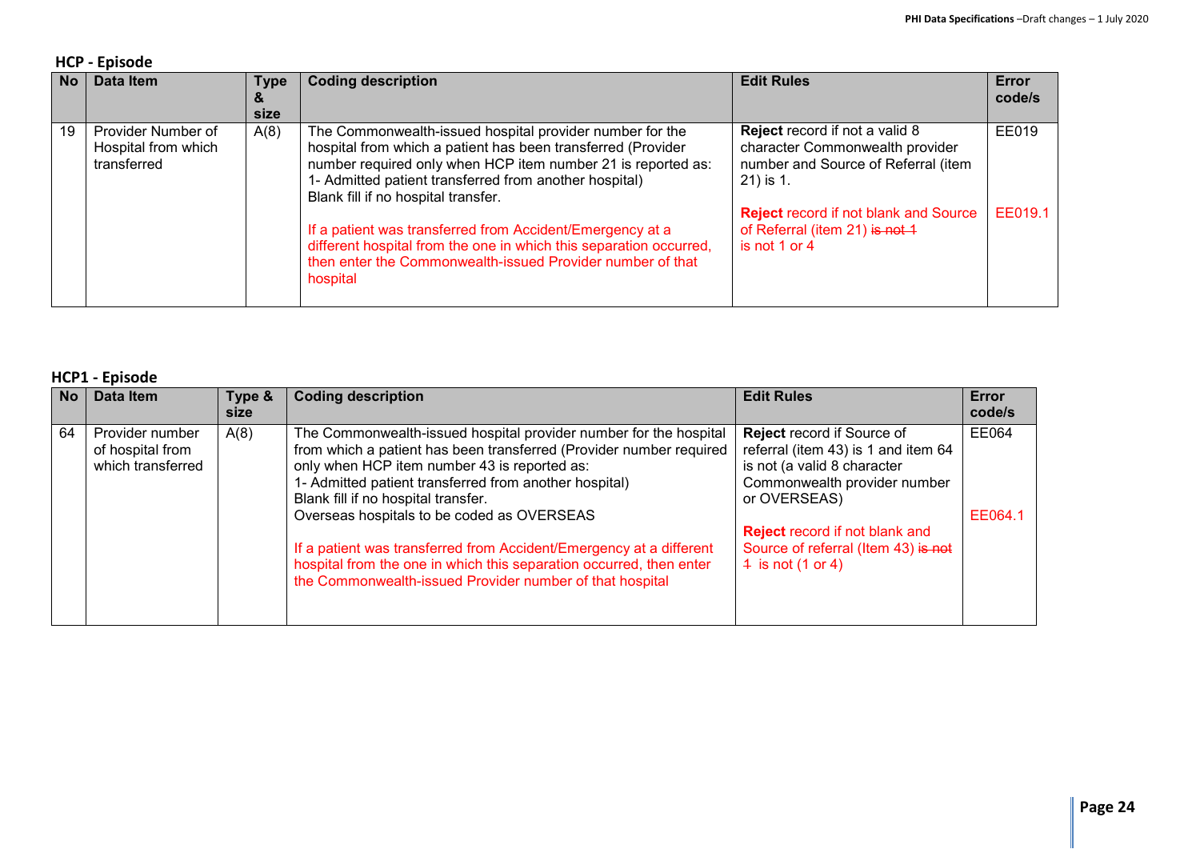### HCP - Episode

| No | Data Item | Type & size | Coding description | Edit Rules | Error code/s |
|---|---|---|---|---|---|
| 19 | Provider Number of Hospital from which transferred | A(8) | The Commonwealth-issued hospital provider number for the hospital from which a patient has been transferred (Provider number required only when HCP item number 21 is reported as: 1- Admitted patient transferred from another hospital) Blank fill if no hospital transfer.<br><br>If a patient was transferred from Accident/Emergency at a different hospital from the one in which this separation occurred, then enter the Commonwealth-issued Provider number of that hospital | **Reject** record if not a valid 8 character Commonwealth provider number and Source of Referral (item 21) is 1.<br><br>**Reject** record if not blank and Source of Referral (item 21) ~~is not 1~~ is not 1 or 4 | EE019<br><br>EE019.1 |

### HCP1 - Episode

| No | Data Item | Type & size | Coding description | Edit Rules | Error code/s |
|---|---|---|---|---|---|
| 64 | Provider number of hospital from which transferred | A(8) | The Commonwealth-issued hospital provider number for the hospital from which a patient has been transferred (Provider number required only when HCP item number 43 is reported as: 1- Admitted patient transferred from another hospital) Blank fill if no hospital transfer.<br>Overseas hospitals to be coded as OVERSEAS<br><br>If a patient was transferred from Accident/Emergency at a different hospital from the one in which this separation occurred, then enter the Commonwealth-issued Provider number of that hospital | **Reject** record if Source of referral (item 43) is 1 and item 64 is not (a valid 8 character Commonwealth provider number or OVERSEAS)<br><br>**Reject** record if not blank and Source of referral (Item 43) ~~is not 1~~ is not (1 or 4) | EE064<br><br>EE064.1 |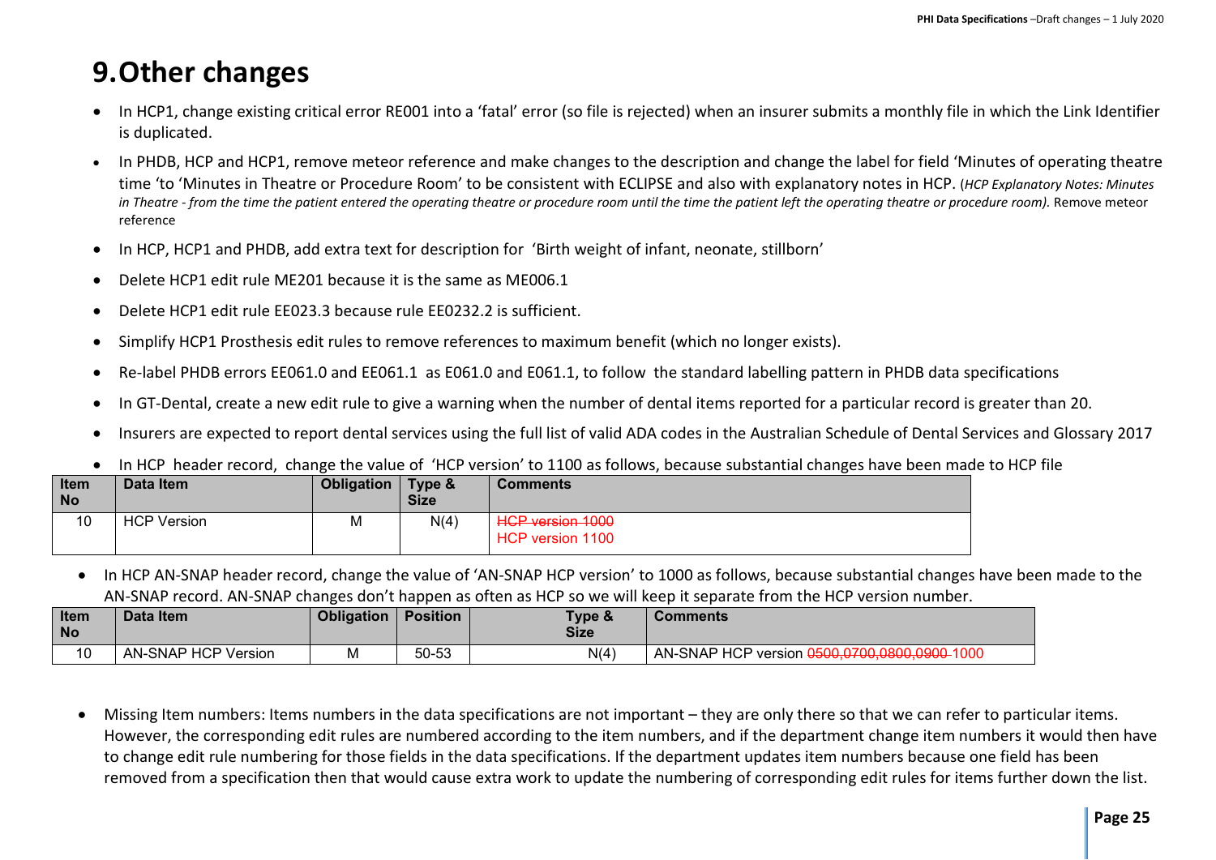# 9. Other changes

- In HCP1, change existing critical error RE001 into a 'fatal' error (so file is rejected) when an insurer submits a monthly file in which the Link Identifier is duplicated.
- In PHDB, HCP and HCP1, remove meteor reference and make changes to the description and change the label for field 'Minutes of operating theatre time 'to 'Minutes in Theatre or Procedure Room' to be consistent with ECLIPSE and also with explanatory notes in HCP. (*HCP Explanatory Notes: Minutes in Theatre - from the time the patient entered the operating theatre or procedure room until the time the patient left the operating theatre or procedure room).* Remove meteor reference
- In HCP, HCP1 and PHDB, add extra text for description for 'Birth weight of infant, neonate, stillborn'
- Delete HCP1 edit rule ME201 because it is the same as ME006.1
- Delete HCP1 edit rule EE023.3 because rule EE0232.2 is sufficient.
- Simplify HCP1 Prosthesis edit rules to remove references to maximum benefit (which no longer exists).
- Re-label PHDB errors EE061.0 and EE061.1 as E061.0 and E061.1, to follow the standard labelling pattern in PHDB data specifications
- In GT-Dental, create a new edit rule to give a warning when the number of dental items reported for a particular record is greater than 20.
- Insurers are expected to report dental services using the full list of valid ADA codes in the Australian Schedule of Dental Services and Glossary 2017
- In HCP header record, change the value of 'HCP version' to 1100 as follows, because substantial changes have been made to HCP file

| Item No | Data Item | Obligation | Type & Size | Comments |
|---|---|---|---|---|
| 10 | HCP Version | M | N(4) | ~~HCP version 1000~~<br>HCP version 1100 |

- In HCP AN-SNAP header record, change the value of 'AN-SNAP HCP version' to 1000 as follows, because substantial changes have been made to the AN-SNAP record. AN-SNAP changes don't happen as often as HCP so we will keep it separate from the HCP version number.

| Item No | Data Item | Obligation | Position | Type & Size | Comments |
|---|---|---|---|---|---|
| 10 | AN-SNAP HCP Version | M | 50-53 | N(4) | AN-SNAP HCP version ~~0500,0700,0800,0900~~ 1000 |

- Missing Item numbers: Items numbers in the data specifications are not important – they are only there so that we can refer to particular items. However, the corresponding edit rules are numbered according to the item numbers, and if the department change item numbers it would then have to change edit rule numbering for those fields in the data specifications. If the department updates item numbers because one field has been removed from a specification then that would cause extra work to update the numbering of corresponding edit rules for items further down the list.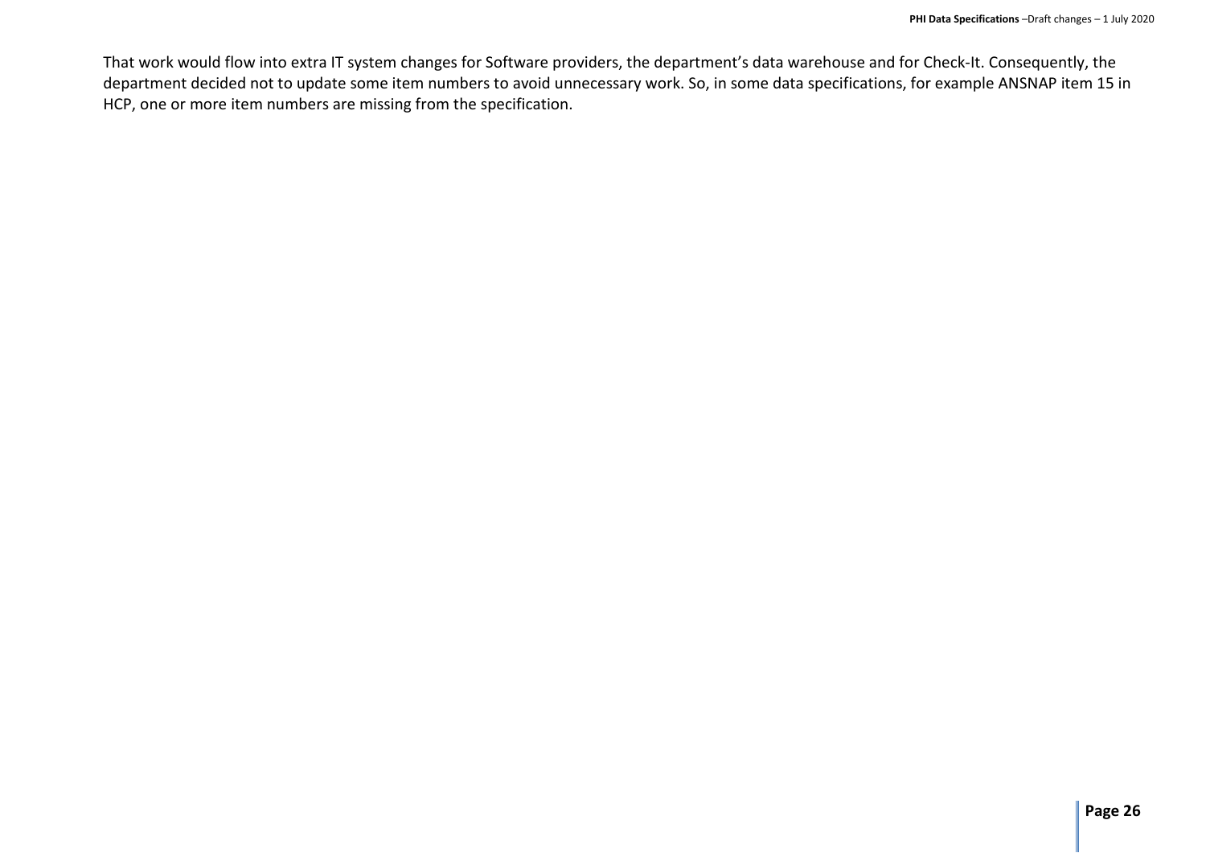That work would flow into extra IT system changes for Software providers, the department's data warehouse and for Check-It. Consequently, the department decided not to update some item numbers to avoid unnecessary work. So, in some data specifications, for example ANSNAP item 15 in HCP, one or more item numbers are missing from the specification.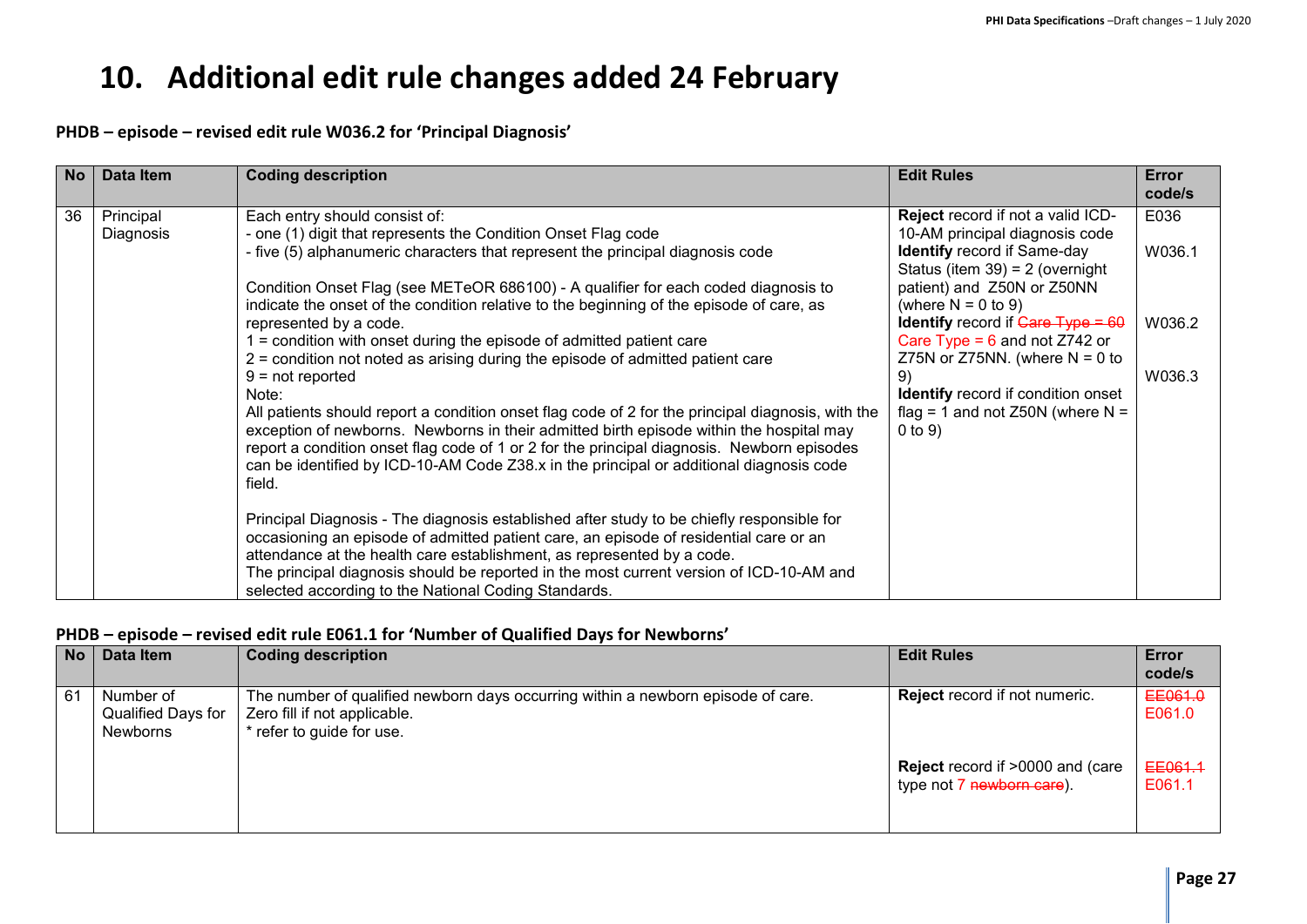# 10. Additional edit rule changes added 24 February

**PHDB – episode – revised edit rule W036.2 for 'Principal Diagnosis'**

| No | Data Item | Coding description | Edit Rules | Error code/s |
|---|---|---|---|---|
| 36 | Principal Diagnosis | Each entry should consist of:<br>- one (1) digit that represents the Condition Onset Flag code<br>- five (5) alphanumeric characters that represent the principal diagnosis code<br><br>Condition Onset Flag (see METeOR 686100) - A qualifier for each coded diagnosis to indicate the onset of the condition relative to the beginning of the episode of care, as represented by a code.<br>1 = condition with onset during the episode of admitted patient care<br>2 = condition not noted as arising during the episode of admitted patient care<br>9 = not reported<br>Note:<br>All patients should report a condition onset flag code of 2 for the principal diagnosis, with the exception of newborns. Newborns in their admitted birth episode within the hospital may report a condition onset flag code of 1 or 2 for the principal diagnosis. Newborn episodes can be identified by ICD-10-AM Code Z38.x in the principal or additional diagnosis code field.<br><br>Principal Diagnosis - The diagnosis established after study to be chiefly responsible for occasioning an episode of admitted patient care, an episode of residential care or an attendance at the health care establishment, as represented by a code.<br>The principal diagnosis should be reported in the most current version of ICD-10-AM and selected according to the National Coding Standards. | **Reject** record if not a valid ICD-10-AM principal diagnosis code<br>**Identify** record if Same-day Status (item 39) = 2 (overnight patient) and Z50N or Z50NN (where N = 0 to 9)<br>**Identify** record if ~~Care Type = 60~~ Care Type = 6 and not Z742 or Z75N or Z75NN. (where N = 0 to 9)<br>**Identify** record if condition onset flag = 1 and not Z50N (where N = 0 to 9) | E036<br><br>W036.1<br><br><br>W036.2<br><br><br>W036.3 |

**PHDB – episode – revised edit rule E061.1 for 'Number of Qualified Days for Newborns'**

| No | Data Item | Coding description | Edit Rules | Error code/s |
|---|---|---|---|---|
| 61 | Number of Qualified Days for Newborns | The number of qualified newborn days occurring within a newborn episode of care.<br>Zero fill if not applicable.<br>* refer to guide for use. | **Reject** record if not numeric.<br><br>**Reject** record if >0000 and (care type not 7 ~~newborn care~~). | ~~EE061.0~~ E061.0<br><br>~~EE061.1~~ E061.1 |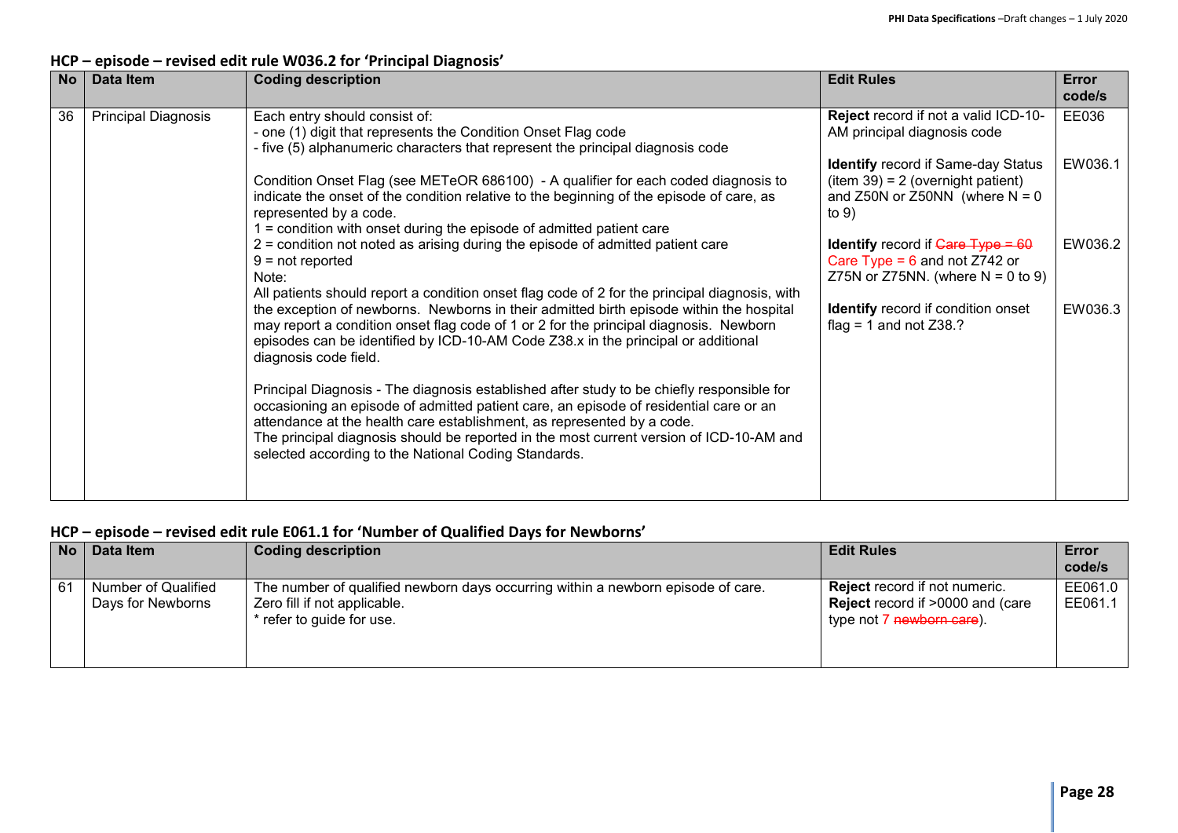## HCP – episode – revised edit rule W036.2 for 'Principal Diagnosis'

| No | Data Item | Coding description | Edit Rules | Error code/s |
|---|---|---|---|---|
| 36 | Principal Diagnosis | Each entry should consist of:<br>- one (1) digit that represents the Condition Onset Flag code<br>- five (5) alphanumeric characters that represent the principal diagnosis code<br><br>Condition Onset Flag (see METeOR 686100) - A qualifier for each coded diagnosis to indicate the onset of the condition relative to the beginning of the episode of care, as represented by a code.<br>1 = condition with onset during the episode of admitted patient care<br>2 = condition not noted as arising during the episode of admitted patient care<br>9 = not reported<br>Note:<br>All patients should report a condition onset flag code of 2 for the principal diagnosis, with the exception of newborns. Newborns in their admitted birth episode within the hospital may report a condition onset flag code of 1 or 2 for the principal diagnosis. Newborn episodes can be identified by ICD-10-AM Code Z38.x in the principal or additional diagnosis code field.<br><br>Principal Diagnosis - The diagnosis established after study to be chiefly responsible for occasioning an episode of admitted patient care, an episode of residential care or an attendance at the health care establishment, as represented by a code.<br>The principal diagnosis should be reported in the most current version of ICD-10-AM and selected according to the National Coding Standards. | **Reject** record if not a valid ICD-10-AM principal diagnosis code | EE036 |
| | | | **Identify** record if Same-day Status (item 39) = 2 (overnight patient) and Z50N or Z50NN (where N = 0 to 9) | EW036.1 |
| | | | **Identify** record if ~~Care Type = 60~~ Care Type = 6 and not Z742 or Z75N or Z75NN. (where N = 0 to 9) | EW036.2 |
| | | | **Identify** record if condition onset flag = 1 and not Z38.? | EW036.3 |

## HCP – episode – revised edit rule E061.1 for 'Number of Qualified Days for Newborns'

| No | Data Item | Coding description | Edit Rules | Error code/s |
|---|---|---|---|---|
| 61 | Number of Qualified Days for Newborns | The number of qualified newborn days occurring within a newborn episode of care.<br>Zero fill if not applicable.<br>* refer to guide for use. | **Reject** record if not numeric.<br>**Reject** record if >0000 and (care type not 7 ~~newborn care~~). | EE061.0<br>EE061.1 |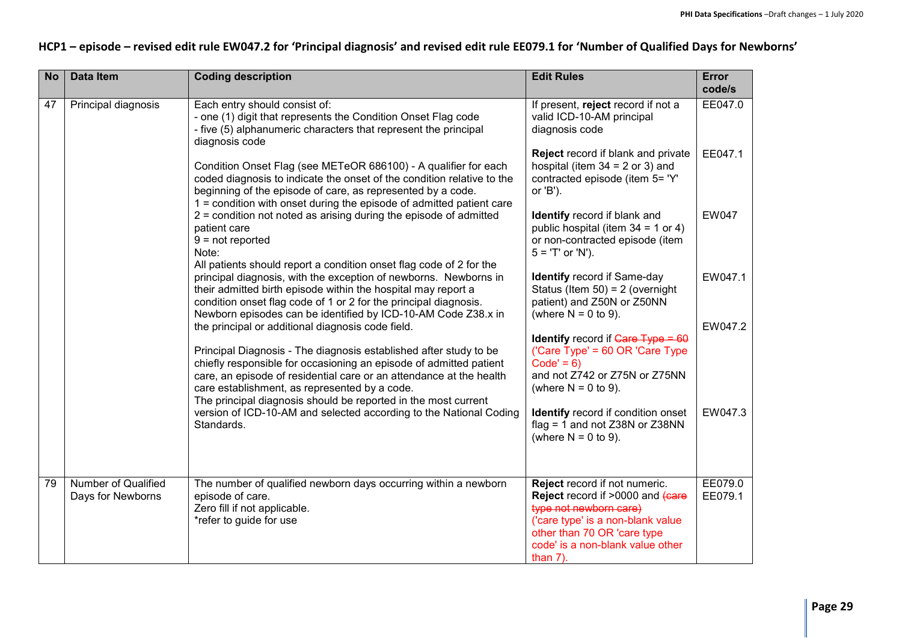## HCP1 – episode – revised edit rule EW047.2 for 'Principal diagnosis' and revised edit rule EE079.1 for 'Number of Qualified Days for Newborns'

| No | Data Item | Coding description | Edit Rules | Error code/s |
|---|---|---|---|---|
| 47 | Principal diagnosis | Each entry should consist of:<br>- one (1) digit that represents the Condition Onset Flag code<br>- five (5) alphanumeric characters that represent the principal diagnosis code<br><br>Condition Onset Flag (see METeOR 686100) - A qualifier for each coded diagnosis to indicate the onset of the condition relative to the beginning of the episode of care, as represented by a code.<br>1 = condition with onset during the episode of admitted patient care<br>2 = condition not noted as arising during the episode of admitted patient care<br>9 = not reported<br>Note:<br>All patients should report a condition onset flag code of 2 for the principal diagnosis, with the exception of newborns. Newborns in their admitted birth episode within the hospital may report a condition onset flag code of 1 or 2 for the principal diagnosis. Newborn episodes can be identified by ICD-10-AM Code Z38.x in the principal or additional diagnosis code field.<br><br>Principal Diagnosis - The diagnosis established after study to be chiefly responsible for occasioning an episode of admitted patient care, an episode of residential care or an attendance at the health care establishment, as represented by a code.<br>The principal diagnosis should be reported in the most current version of ICD-10-AM and selected according to the National Coding Standards. | If present, **reject** record if not a valid ICD-10-AM principal diagnosis code<br><br>**Reject** record if blank and private hospital (item 34 = 2 or 3) and contracted episode (item 5= 'Y' or 'B').<br><br>**Identify** record if blank and public hospital (item 34 = 1 or 4) or non-contracted episode (item 5 = 'T' or 'N').<br><br>**Identify** record if Same-day Status (Item 50) = 2 (overnight patient) and Z50N or Z50NN (where N = 0 to 9).<br><br>**Identify** record if ~~Care Type = 60~~ ('Care Type' = 60 OR 'Care Type Code' = 6) and not Z742 or Z75N or Z75NN (where N = 0 to 9).<br><br>**Identify** record if condition onset flag = 1 and not Z38N or Z38NN (where N = 0 to 9). | EE047.0<br><br>EE047.1<br><br>EW047<br><br>EW047.1<br><br>EW047.2<br><br>EW047.3 |
| 79 | Number of Qualified Days for Newborns | The number of qualified newborn days occurring within a newborn episode of care.<br>Zero fill if not applicable.<br>*refer to guide for use | **Reject** record if not numeric.<br>**Reject** record if >0000 and ~~(care type not newborn care)~~ ('care type' is a non-blank value other than 70 OR 'care type code' is a non-blank value other than 7). | EE079.0<br>EE079.1 |